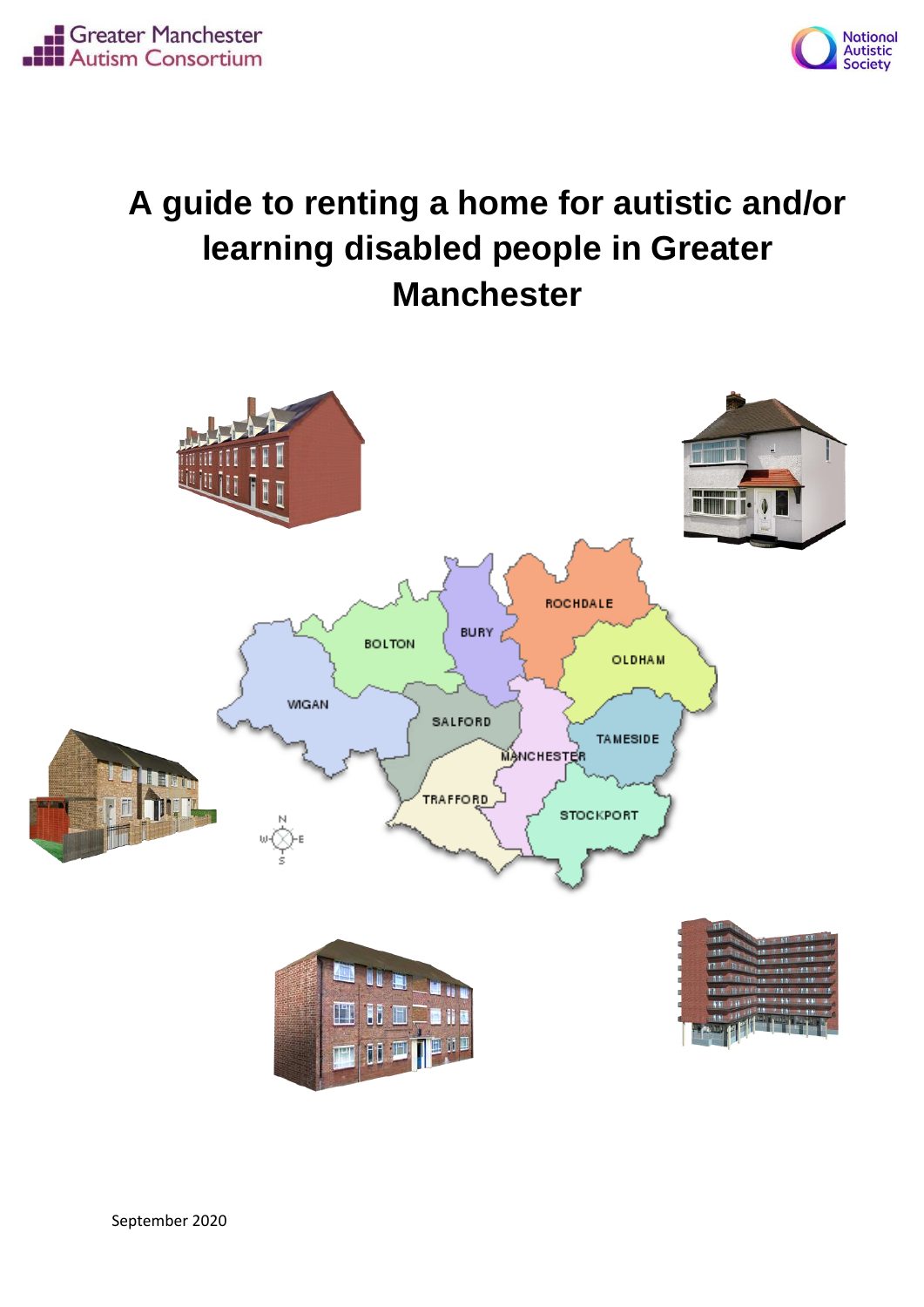Greater Manchester Autism Consortium

National Autistic Society

# A guide to renting a home for autistic and/or learning disabled people in Greater Manchester

September 2020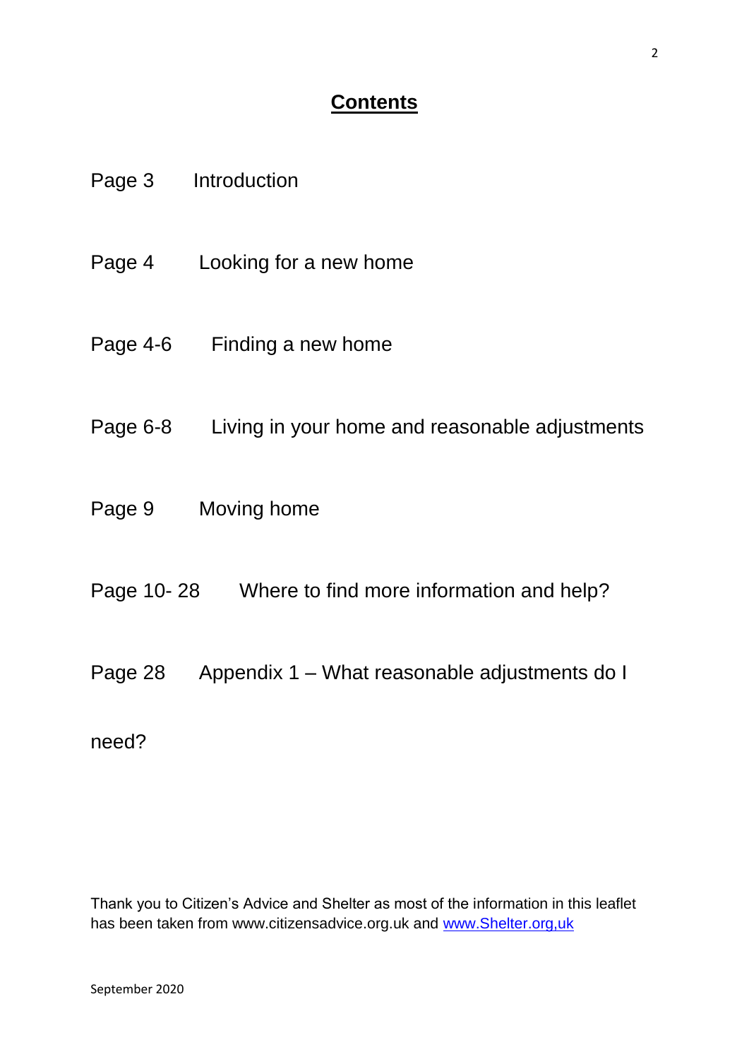# Contents

Page 3 Introduction

Page 4 Looking for a new home

Page 4-6 Finding a new home

Page 6-8 Living in your home and reasonable adjustments

Page 9 Moving home

Page 10- 28 Where to find more information and help?

Page 28 Appendix 1 – What reasonable adjustments do I need?

Thank you to Citizen's Advice and Shelter as most of the information in this leaflet has been taken from www.citizensadvice.org.uk and www.Shelter.org,uk

September 2020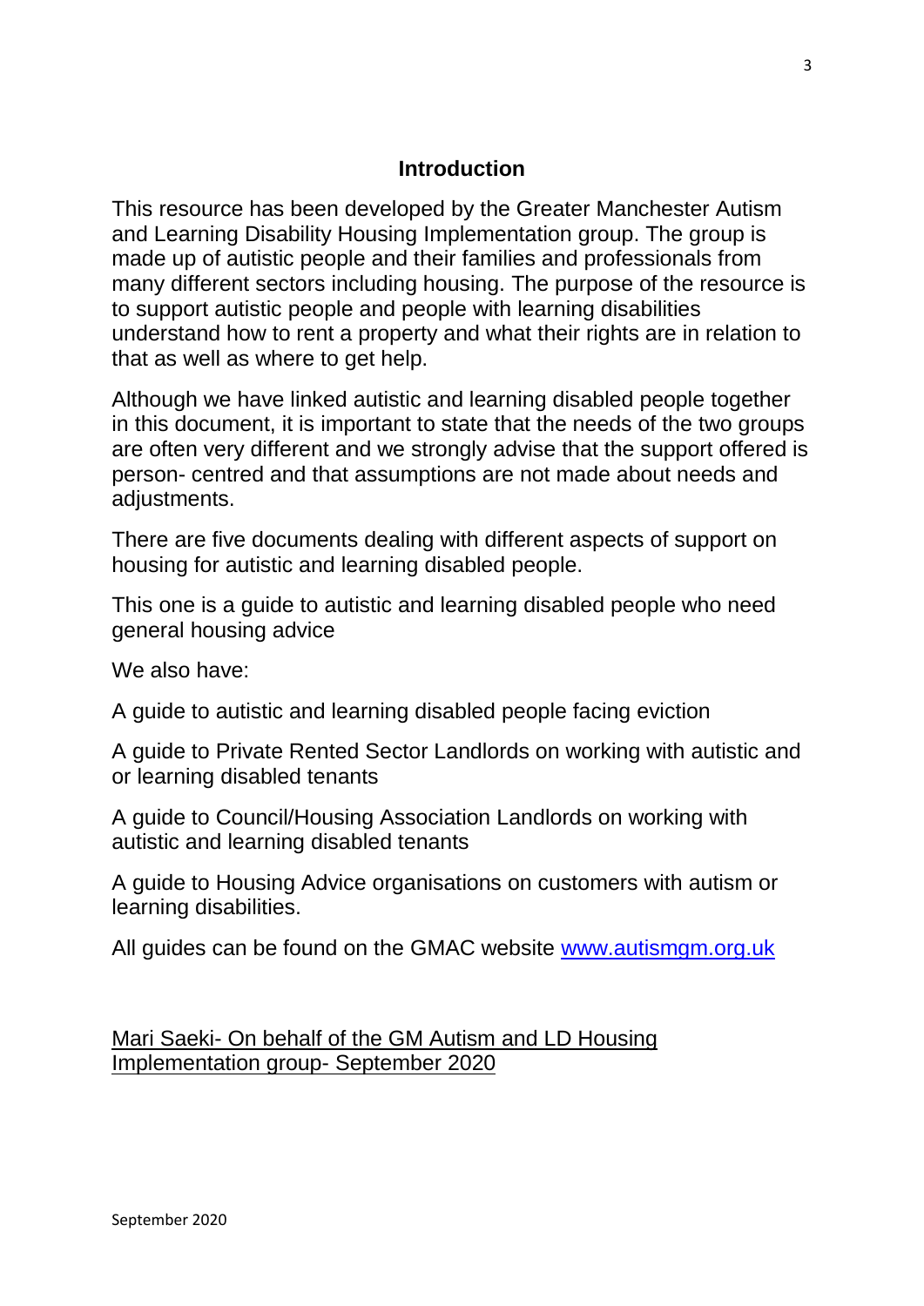## Introduction

This resource has been developed by the Greater Manchester Autism and Learning Disability Housing Implementation group. The group is made up of autistic people and their families and professionals from many different sectors including housing. The purpose of the resource is to support autistic people and people with learning disabilities understand how to rent a property and what their rights are in relation to that as well as where to get help.

Although we have linked autistic and learning disabled people together in this document, it is important to state that the needs of the two groups are often very different and we strongly advise that the support offered is person- centred and that assumptions are not made about needs and adjustments.

There are five documents dealing with different aspects of support on housing for autistic and learning disabled people.

This one is a guide to autistic and learning disabled people who need general housing advice

We also have:

A guide to autistic and learning disabled people facing eviction

A guide to Private Rented Sector Landlords on working with autistic and or learning disabled tenants

A guide to Council/Housing Association Landlords on working with autistic and learning disabled tenants

A guide to Housing Advice organisations on customers with autism or learning disabilities.

All guides can be found on the GMAC website [www.autismgm.org.uk](http://www.autismgm.org.uk)

Mari Saeki- On behalf of the GM Autism and LD Housing Implementation group- September 2020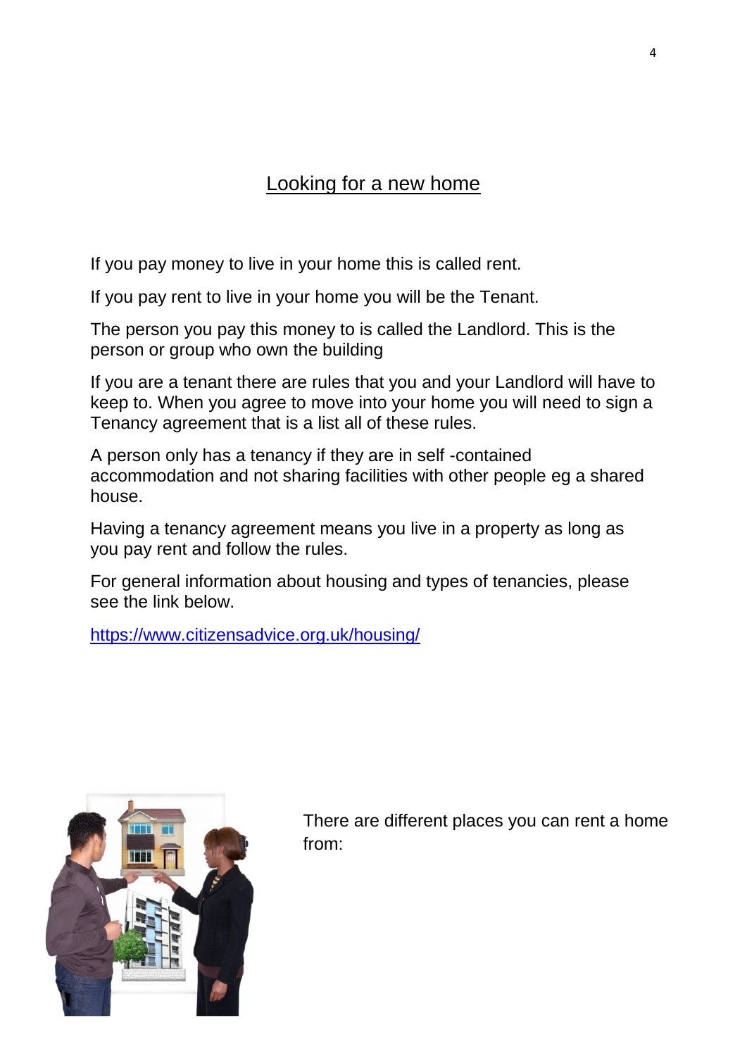## Looking for a new home

If you pay money to live in your home this is called rent.

If you pay rent to live in your home you will be the Tenant.

The person you pay this money to is called the Landlord. This is the person or group who own the building

If you are a tenant there are rules that you and your Landlord will have to keep to. When you agree to move into your home you will need to sign a Tenancy agreement that is a list all of these rules.

A person only has a tenancy if they are in self -contained accommodation and not sharing facilities with other people eg a shared house.

Having a tenancy agreement means you live in a property as long as you pay rent and follow the rules.

For general information about housing and types of tenancies, please see the link below.

[https://www.citizensadvice.org.uk/housing/](https://www.citizensadvice.org.uk/housing/)

There are different places you can rent a home from: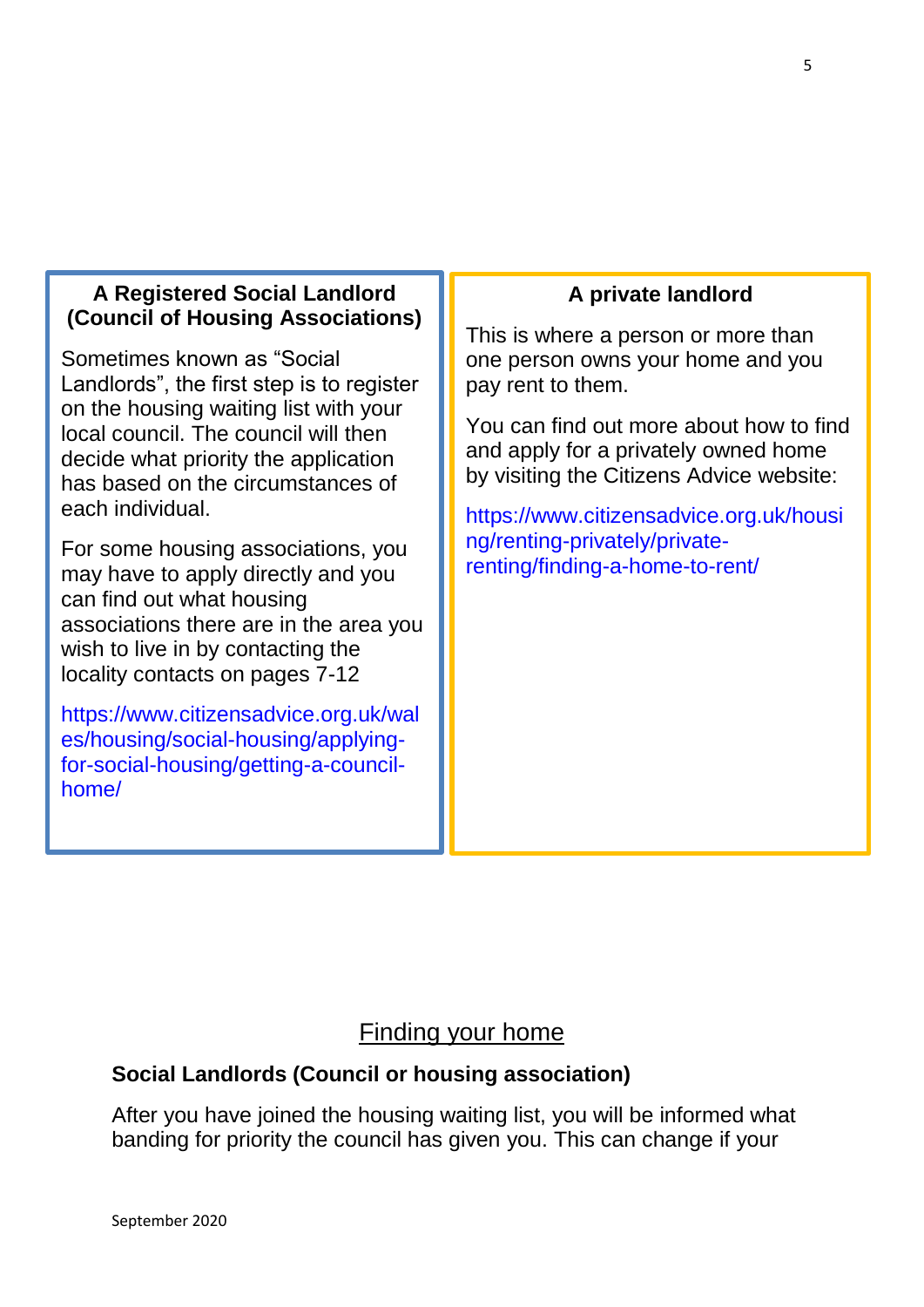### A Registered Social Landlord (Council of Housing Associations)

Sometimes known as "Social Landlords", the first step is to register on the housing waiting list with your local council. The council will then decide what priority the application has based on the circumstances of each individual.

For some housing associations, you may have to apply directly and you can find out what housing associations there are in the area you wish to live in by contacting the locality contacts on pages 7-12

https://www.citizensadvice.org.uk/wales/housing/social-housing/applying-for-social-housing/getting-a-council-home/

### A private landlord

This is where a person or more than one person owns your home and you pay rent to them.

You can find out more about how to find and apply for a privately owned home by visiting the Citizens Advice website:

https://www.citizensadvice.org.uk/housing/renting-privately/private-renting/finding-a-home-to-rent/

## Finding your home

**Social Landlords (Council or housing association)**

After you have joined the housing waiting list, you will be informed what banding for priority the council has given you. This can change if your

September 2020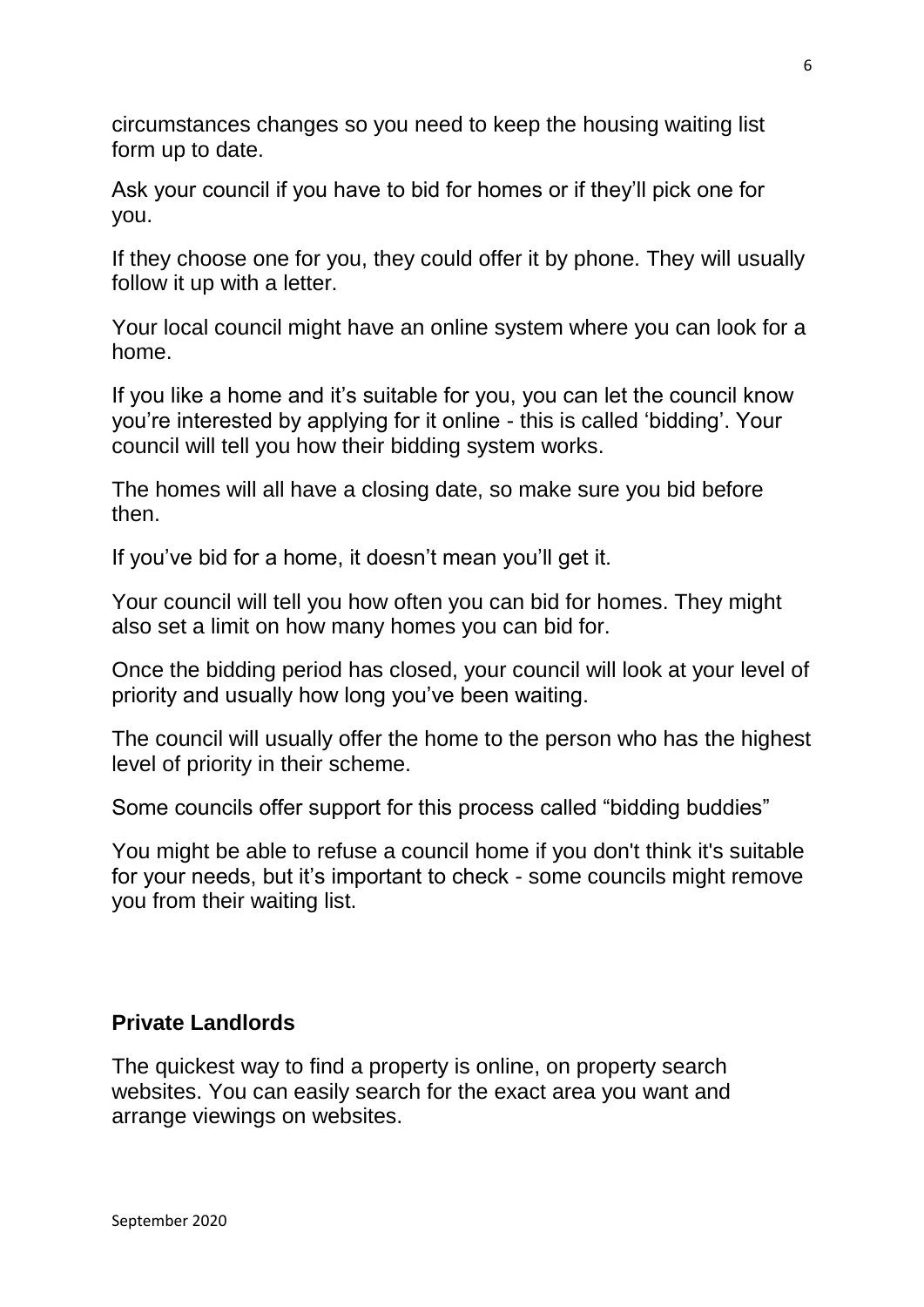circumstances changes so you need to keep the housing waiting list form up to date.

Ask your council if you have to bid for homes or if they'll pick one for you.

If they choose one for you, they could offer it by phone. They will usually follow it up with a letter.

Your local council might have an online system where you can look for a home.

If you like a home and it's suitable for you, you can let the council know you're interested by applying for it online - this is called 'bidding'. Your council will tell you how their bidding system works.

The homes will all have a closing date, so make sure you bid before then.

If you've bid for a home, it doesn't mean you'll get it.

Your council will tell you how often you can bid for homes. They might also set a limit on how many homes you can bid for.

Once the bidding period has closed, your council will look at your level of priority and usually how long you've been waiting.

The council will usually offer the home to the person who has the highest level of priority in their scheme.

Some councils offer support for this process called "bidding buddies"

You might be able to refuse a council home if you don't think it's suitable for your needs, but it's important to check - some councils might remove you from their waiting list.

**Private Landlords**

The quickest way to find a property is online, on property search websites. You can easily search for the exact area you want and arrange viewings on websites.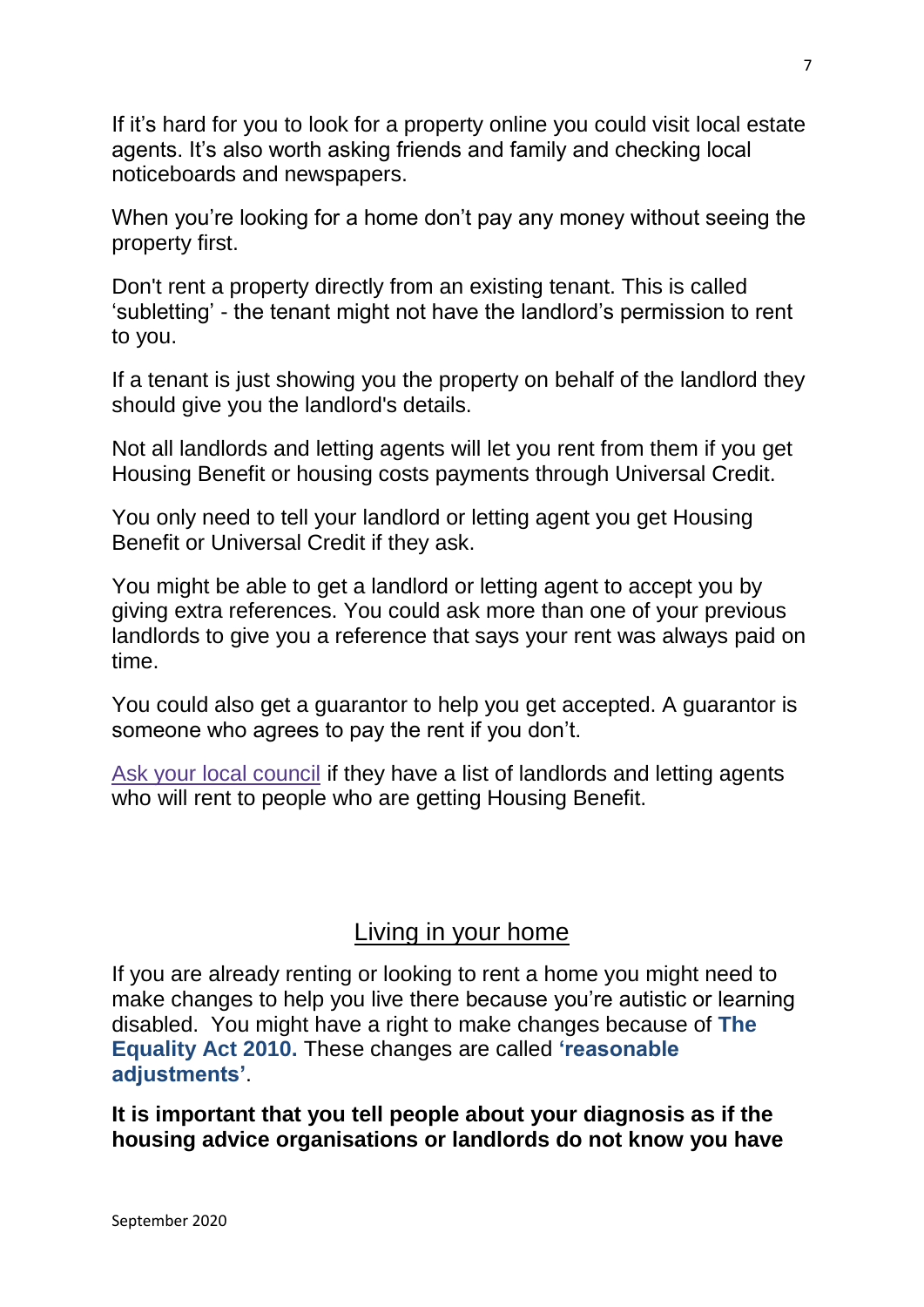If it's hard for you to look for a property online you could visit local estate agents. It's also worth asking friends and family and checking local noticeboards and newspapers.

When you're looking for a home don't pay any money without seeing the property first.

Don't rent a property directly from an existing tenant. This is called 'subletting' - the tenant might not have the landlord's permission to rent to you.

If a tenant is just showing you the property on behalf of the landlord they should give you the landlord's details.

Not all landlords and letting agents will let you rent from them if you get Housing Benefit or housing costs payments through Universal Credit.

You only need to tell your landlord or letting agent you get Housing Benefit or Universal Credit if they ask.

You might be able to get a landlord or letting agent to accept you by giving extra references. You could ask more than one of your previous landlords to give you a reference that says your rent was always paid on time.

You could also get a guarantor to help you get accepted. A guarantor is someone who agrees to pay the rent if you don't.

Ask your local council if they have a list of landlords and letting agents who will rent to people who are getting Housing Benefit.

## Living in your home

If you are already renting or looking to rent a home you might need to make changes to help you live there because you're autistic or learning disabled. You might have a right to make changes because of **The Equality Act 2010.** These changes are called **'reasonable adjustments'**.

**It is important that you tell people about your diagnosis as if the housing advice organisations or landlords do not know you have**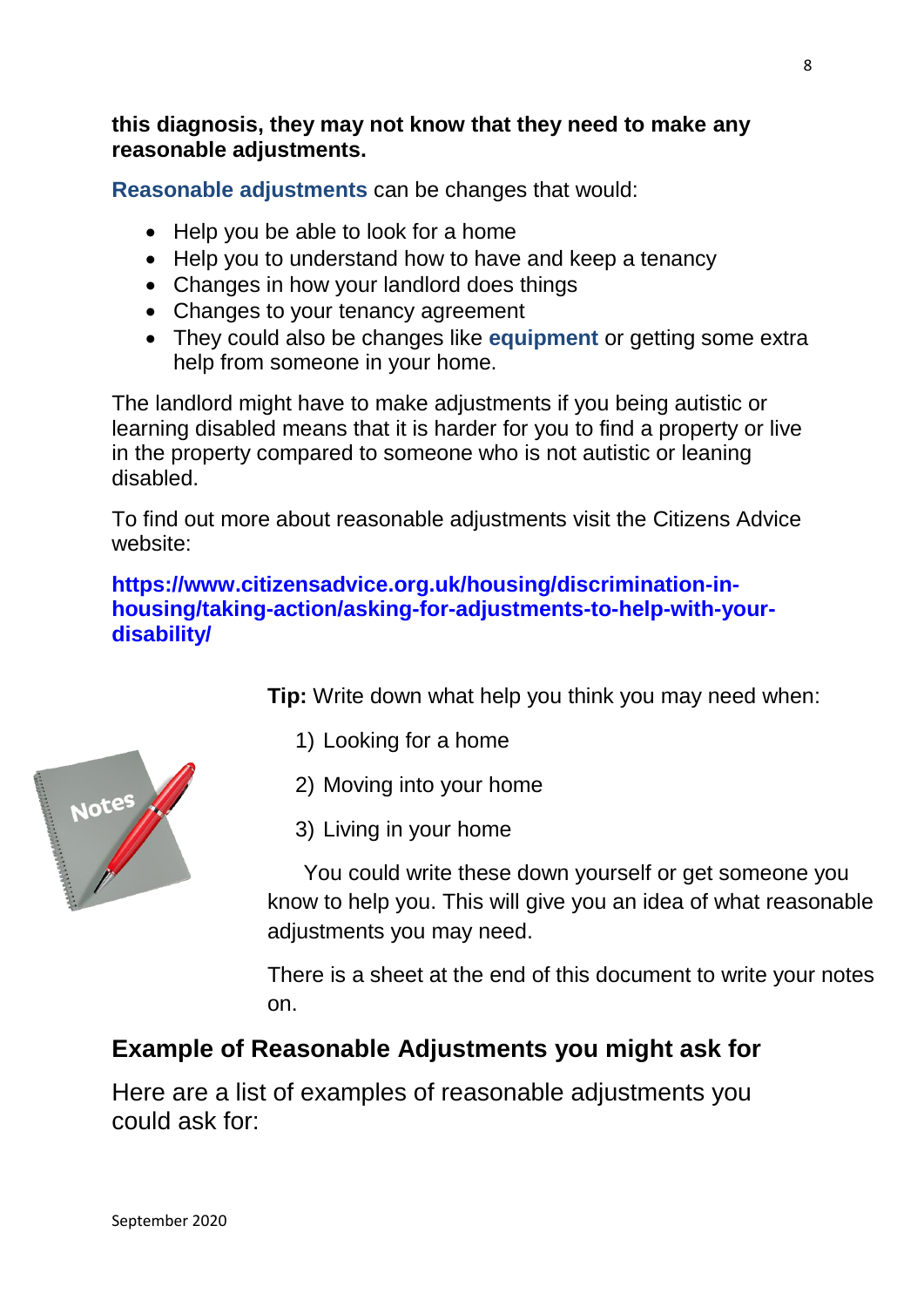**this diagnosis, they may not know that they need to make any reasonable adjustments.**

**Reasonable adjustments** can be changes that would:

- Help you be able to look for a home
- Help you to understand how to have and keep a tenancy
- Changes in how your landlord does things
- Changes to your tenancy agreement
- They could also be changes like **equipment** or getting some extra help from someone in your home.

The landlord might have to make adjustments if you being autistic or learning disabled means that it is harder for you to find a property or live in the property compared to someone who is not autistic or leaning disabled.

To find out more about reasonable adjustments visit the Citizens Advice website:

**https://www.citizensadvice.org.uk/housing/discrimination-in-housing/taking-action/asking-for-adjustments-to-help-with-your-disability/**

**Tip:** Write down what help you think you may need when:

1) Looking for a home
2) Moving into your home
3) Living in your home

You could write these down yourself or get someone you know to help you. This will give you an idea of what reasonable adjustments you may need.

There is a sheet at the end of this document to write your notes on.

## Example of Reasonable Adjustments you might ask for

Here are a list of examples of reasonable adjustments you could ask for: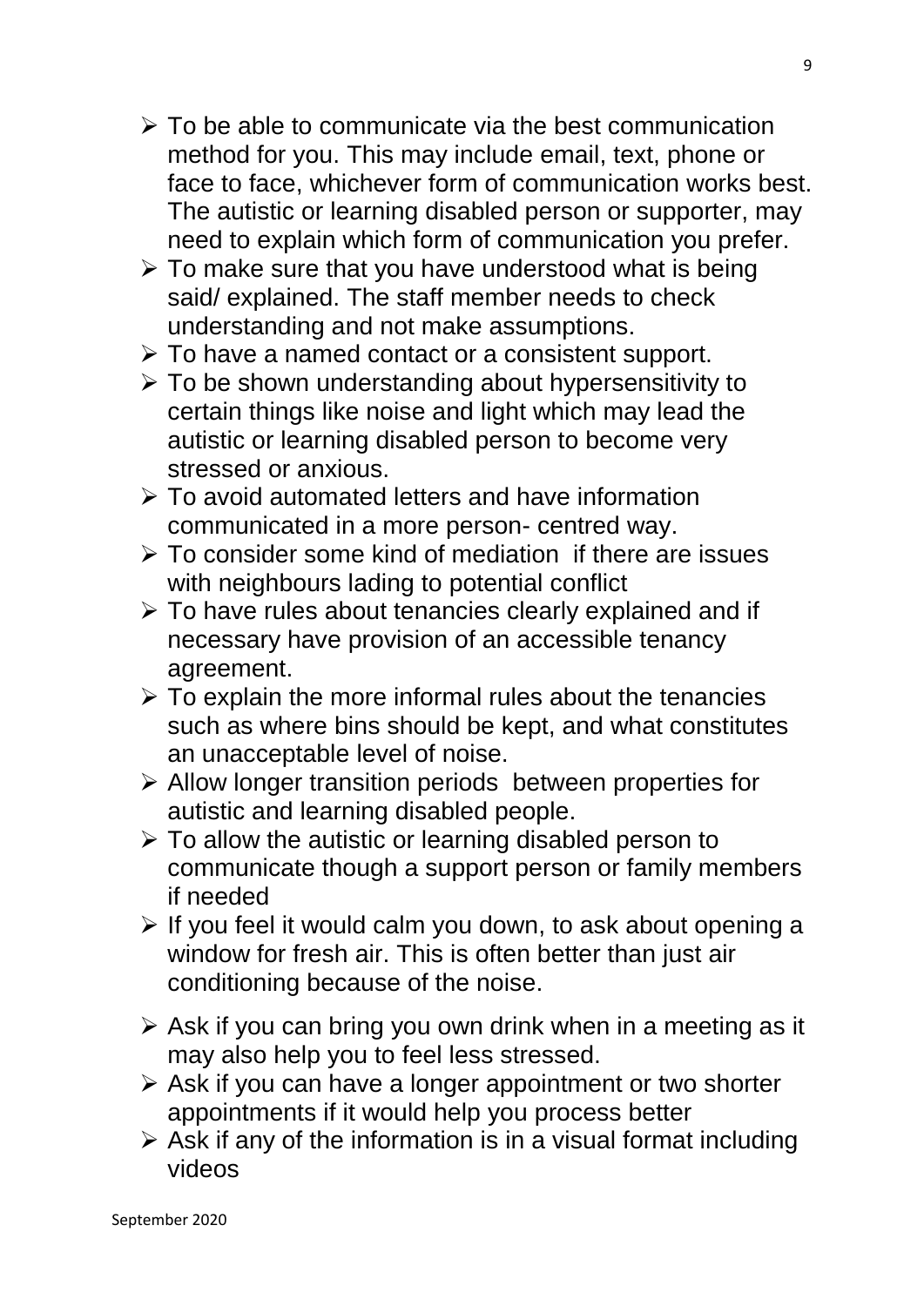- To be able to communicate via the best communication method for you. This may include email, text, phone or face to face, whichever form of communication works best. The autistic or learning disabled person or supporter, may need to explain which form of communication you prefer.
- To make sure that you have understood what is being said/ explained. The staff member needs to check understanding and not make assumptions.
- To have a named contact or a consistent support.
- To be shown understanding about hypersensitivity to certain things like noise and light which may lead the autistic or learning disabled person to become very stressed or anxious.
- To avoid automated letters and have information communicated in a more person- centred way.
- To consider some kind of mediation if there are issues with neighbours lading to potential conflict
- To have rules about tenancies clearly explained and if necessary have provision of an accessible tenancy agreement.
- To explain the more informal rules about the tenancies such as where bins should be kept, and what constitutes an unacceptable level of noise.
- Allow longer transition periods between properties for autistic and learning disabled people.
- To allow the autistic or learning disabled person to communicate though a support person or family members if needed
- If you feel it would calm you down, to ask about opening a window for fresh air. This is often better than just air conditioning because of the noise.
- Ask if you can bring you own drink when in a meeting as it may also help you to feel less stressed.
- Ask if you can have a longer appointment or two shorter appointments if it would help you process better
- Ask if any of the information is in a visual format including videos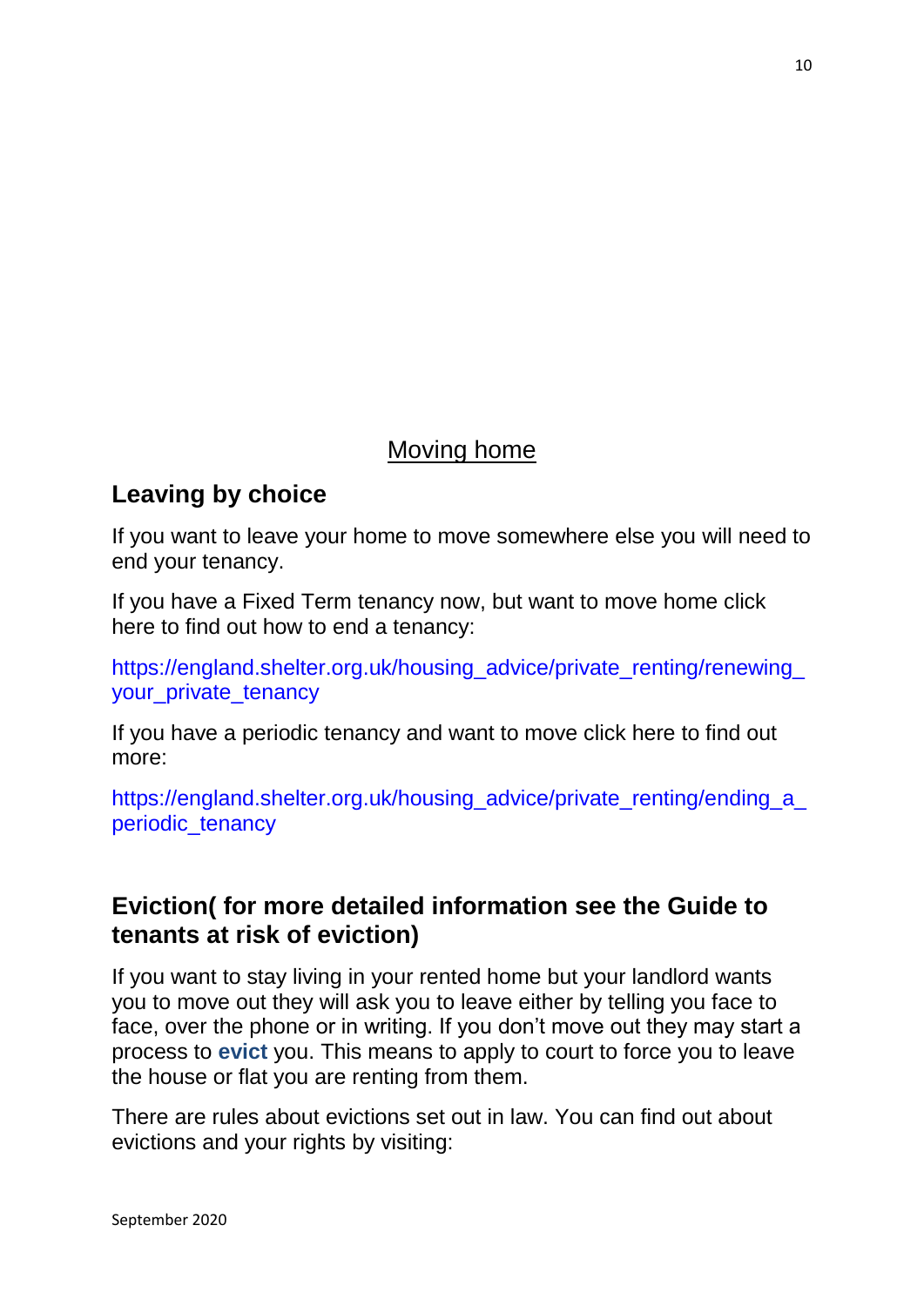## Moving home

### Leaving by choice

If you want to leave your home to move somewhere else you will need to end your tenancy.

If you have a Fixed Term tenancy now, but want to move home click here to find out how to end a tenancy:

https://england.shelter.org.uk/housing_advice/private_renting/renewing_your_private_tenancy

If you have a periodic tenancy and want to move click here to find out more:

https://england.shelter.org.uk/housing_advice/private_renting/ending_a_periodic_tenancy

### Eviction( for more detailed information see the Guide to tenants at risk of eviction)

If you want to stay living in your rented home but your landlord wants you to move out they will ask you to leave either by telling you face to face, over the phone or in writing. If you don't move out they may start a process to **evict** you. This means to apply to court to force you to leave the house or flat you are renting from them.

There are rules about evictions set out in law. You can find out about evictions and your rights by visiting: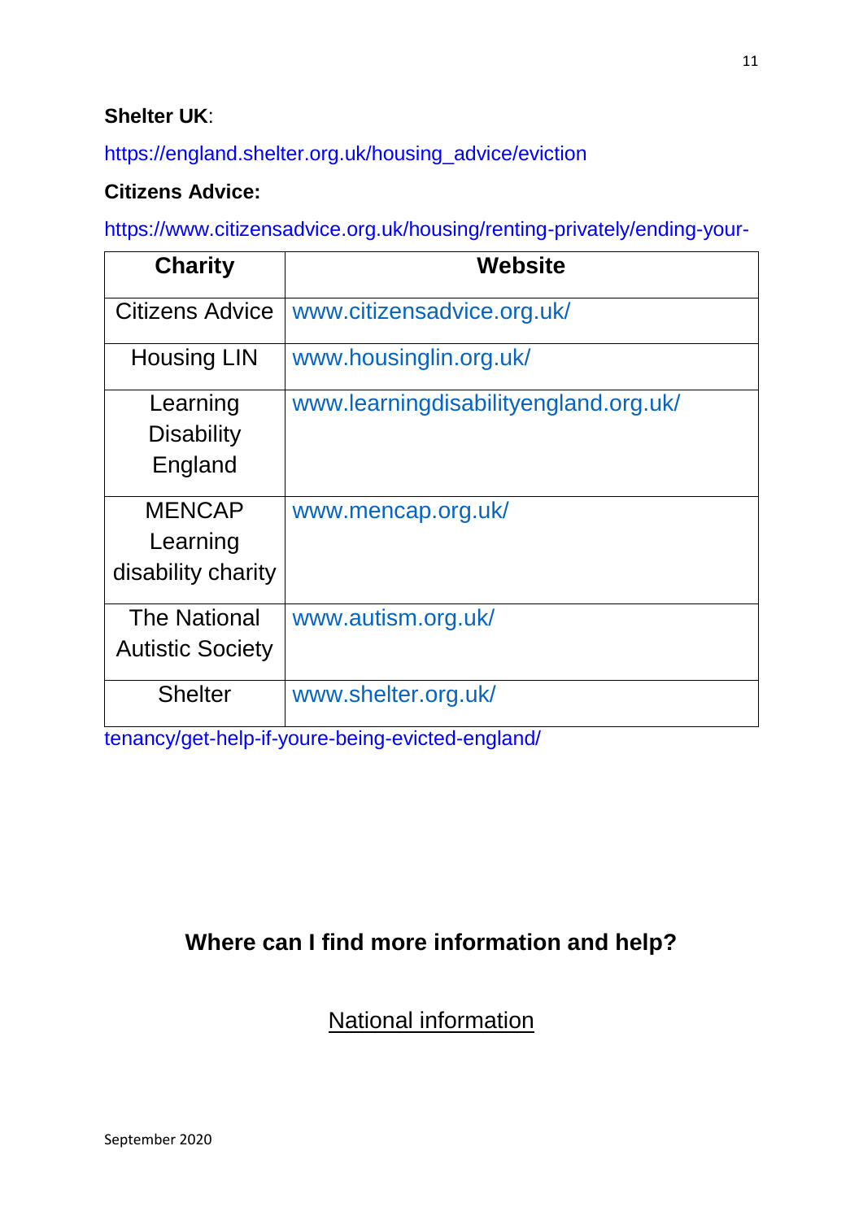**Shelter UK**:

https://england.shelter.org.uk/housing_advice/eviction

**Citizens Advice:**

https://www.citizensadvice.org.uk/housing/renting-privately/ending-your-tenancy/get-help-if-youre-being-evicted-england/

| Charity | Website |
| --- | --- |
| Citizens Advice | www.citizensadvice.org.uk/ |
| Housing LIN | www.housinglin.org.uk/ |
| Learning Disability England | www.learningdisabilityengland.org.uk/ |
| MENCAP Learning disability charity | www.mencap.org.uk/ |
| The National Autistic Society | www.autism.org.uk/ |
| Shelter | www.shelter.org.uk/ |

## Where can I find more information and help?

### National information

September 2020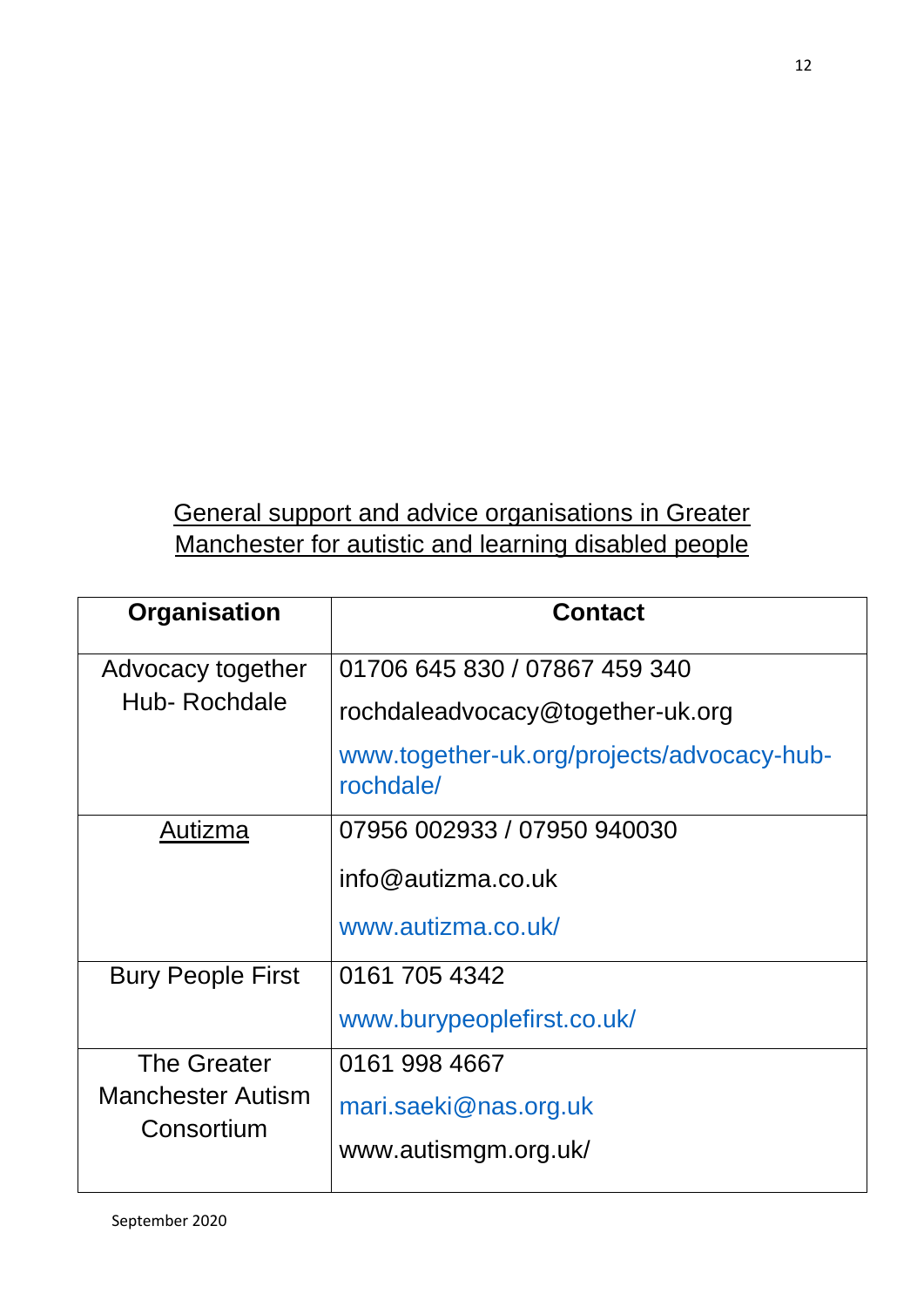## General support and advice organisations in Greater Manchester for autistic and learning disabled people

| Organisation | Contact |
|---|---|
| Advocacy together Hub- Rochdale | 01706 645 830 / 07867 459 340<br>rochdaleadvocacy@together-uk.org<br>www.together-uk.org/projects/advocacy-hub-rochdale/ |
| Autizma | 07956 002933 / 07950 940030<br>info@autizma.co.uk<br>www.autizma.co.uk/ |
| Bury People First | 0161 705 4342<br>www.burypeoplefirst.co.uk/ |
| The Greater Manchester Autism Consortium | 0161 998 4667<br>mari.saeki@nas.org.uk<br>www.autismgm.org.uk/ |

September 2020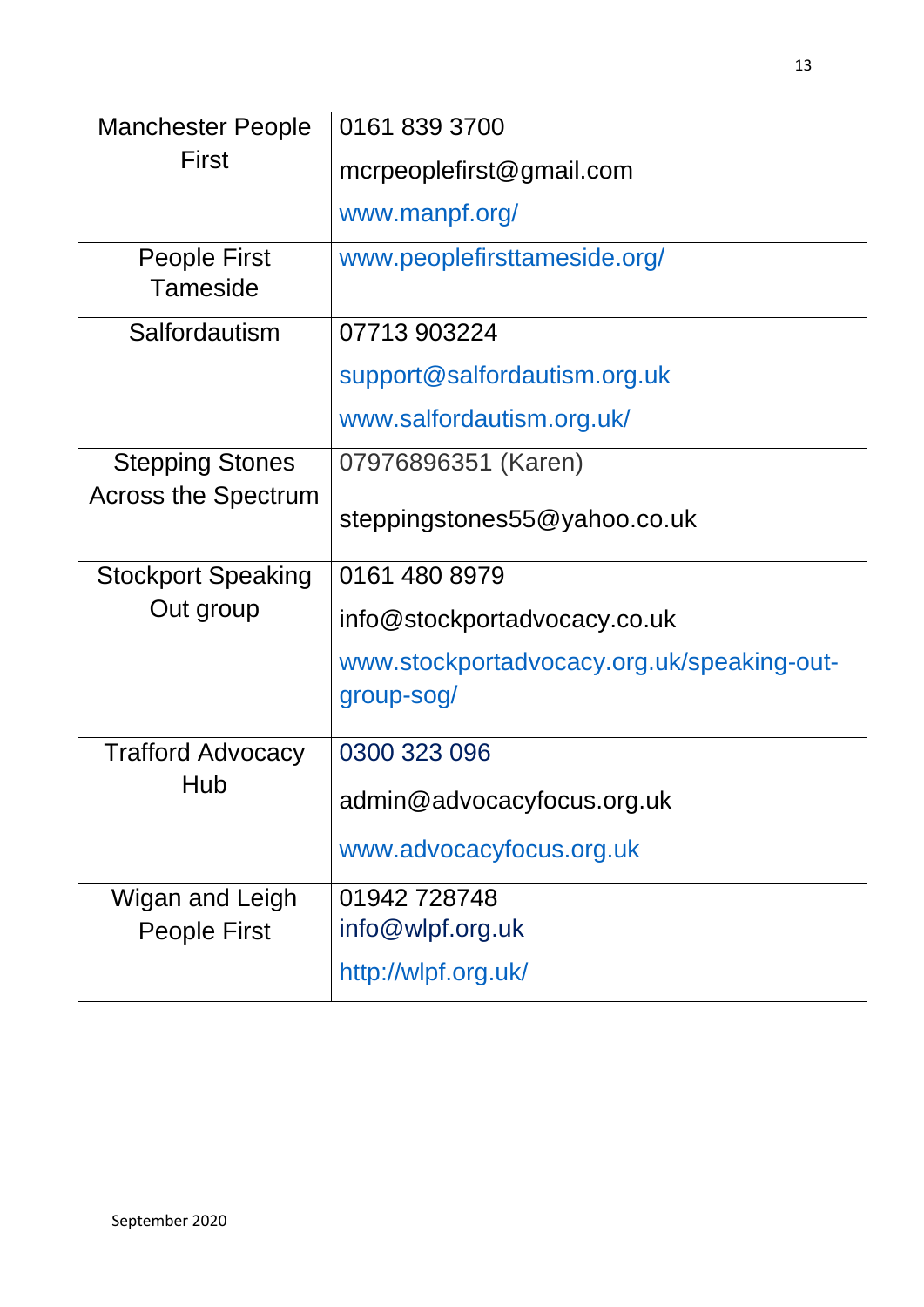| | |
|---|---|
| Manchester People First | 0161 839 3700<br>mcrpeoplefirst@gmail.com<br>www.manpf.org/ |
| People First Tameside | www.peoplefirsttameside.org/ |
| Salfordautism | 07713 903224<br>support@salfordautism.org.uk<br>www.salfordautism.org.uk/ |
| Stepping Stones Across the Spectrum | 07976896351 (Karen)<br>steppingstones55@yahoo.co.uk |
| Stockport Speaking Out group | 0161 480 8979<br>info@stockportadvocacy.co.uk<br>www.stockportadvocacy.org.uk/speaking-out-group-sog/ |
| Trafford Advocacy Hub | 0300 323 096<br>admin@advocacyfocus.org.uk<br>www.advocacyfocus.org.uk |
| Wigan and Leigh People First | 01942 728748<br>info@wlpf.org.uk<br>http://wlpf.org.uk/ |

September 2020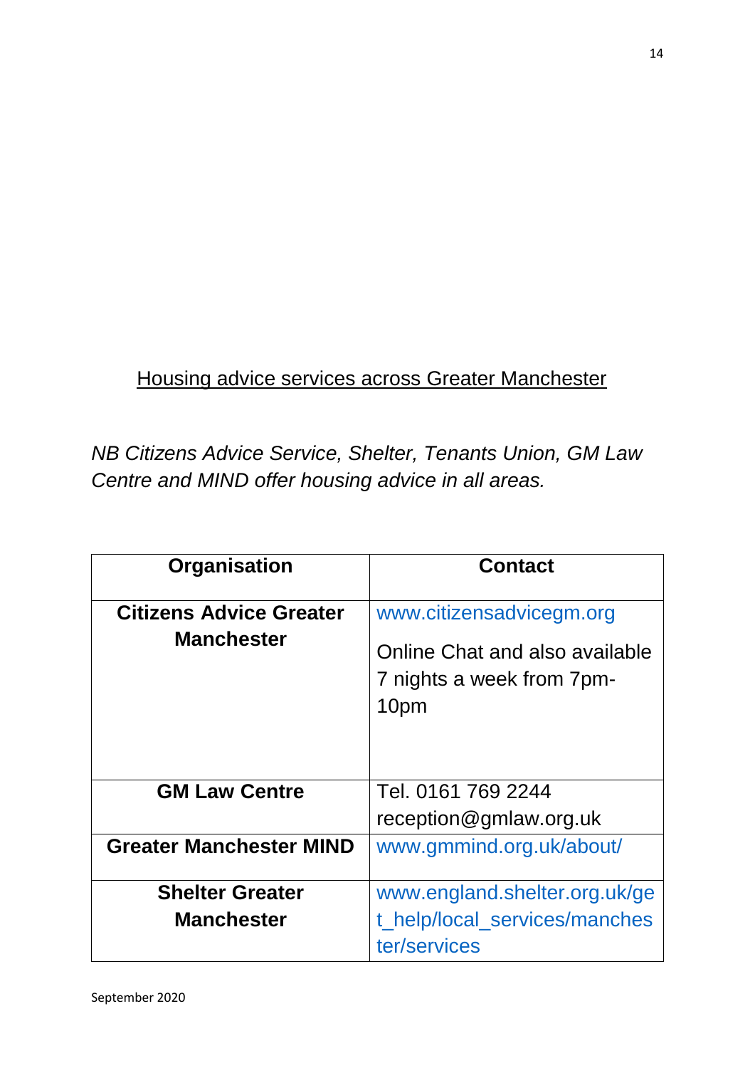Housing advice services across Greater Manchester

*NB Citizens Advice Service, Shelter, Tenants Union, GM Law Centre and MIND offer housing advice in all areas.*

| Organisation | Contact |
| --- | --- |
| **Citizens Advice Greater Manchester** | www.citizensadvicegm.org<br>Online Chat and also available 7 nights a week from 7pm-10pm |
| **GM Law Centre** | Tel. 0161 769 2244<br>reception@gmlaw.org.uk |
| **Greater Manchester MIND** | www.gmmind.org.uk/about/ |
| **Shelter Greater Manchester** | www.england.shelter.org.uk/get_help/local_services/manchester/services |

September 2020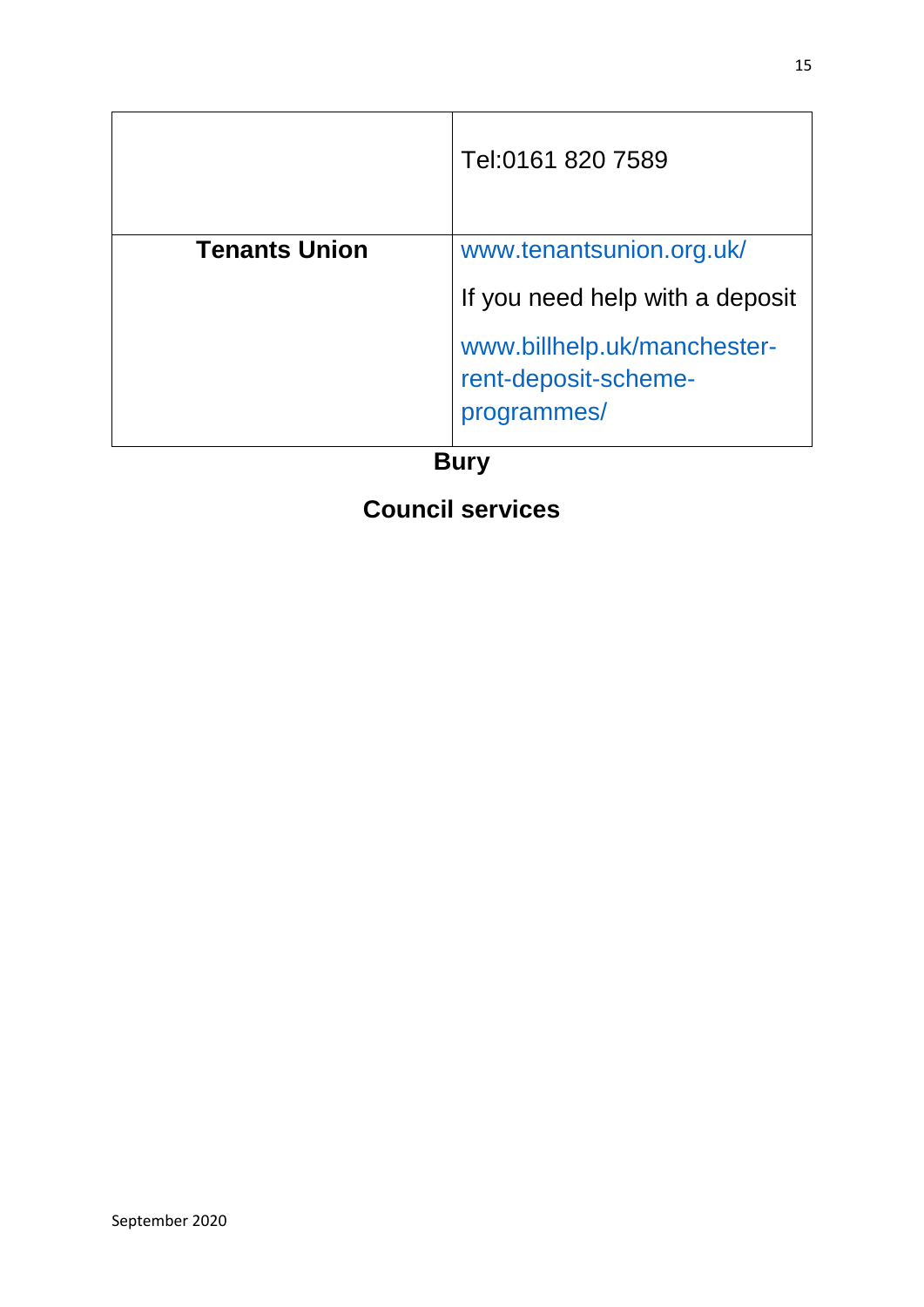| | |
|---|---|
| | Tel:0161 820 7589 |
| **Tenants Union** | www.tenantsunion.org.uk/<br>If you need help with a deposit<br>www.billhelp.uk/manchester-rent-deposit-scheme-programmes/ |

## Bury

## Council services

September 2020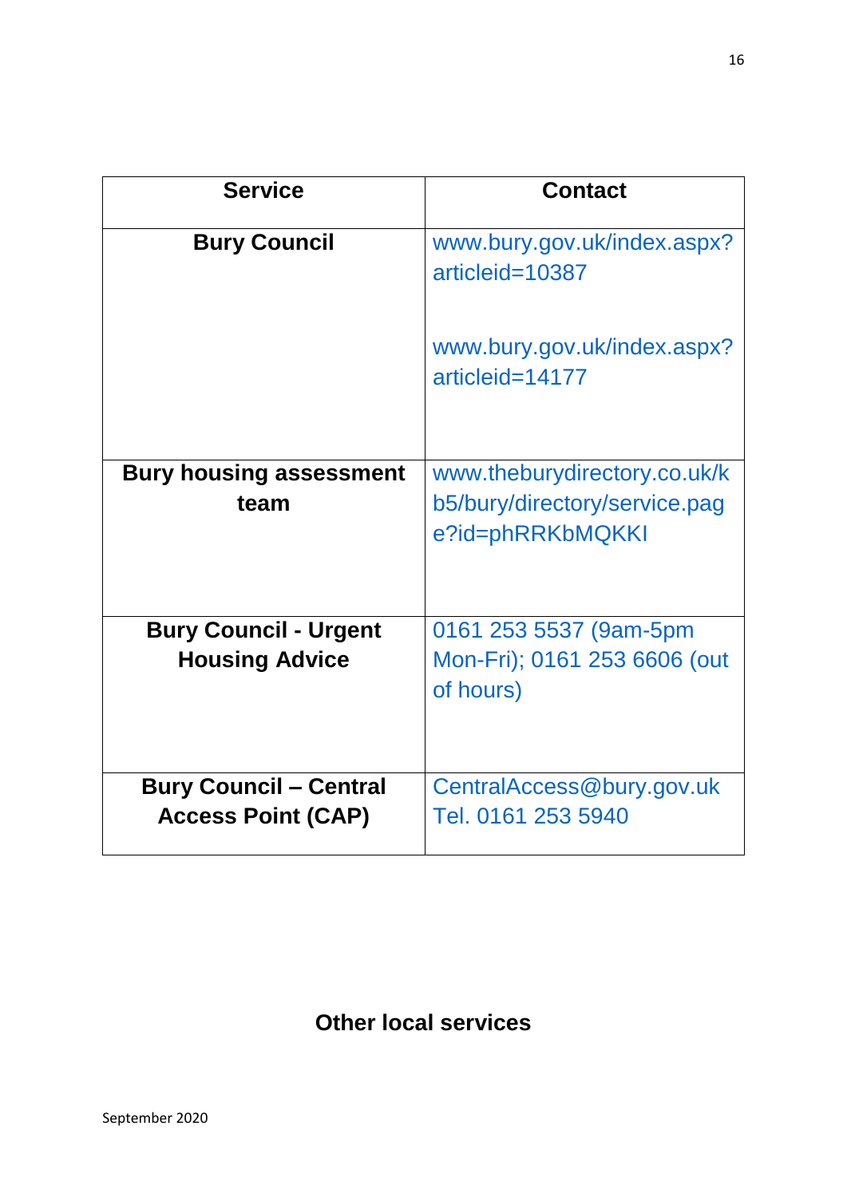| Service | Contact |
| --- | --- |
| **Bury Council** | www.bury.gov.uk/index.aspx?articleid=10387<br><br>www.bury.gov.uk/index.aspx?articleid=14177 |
| **Bury housing assessment team** | www.theburydirectory.co.uk/kb5/bury/directory/service.page?id=phRRKbMQKKI |
| **Bury Council - Urgent Housing Advice** | 0161 253 5537 (9am-5pm Mon-Fri); 0161 253 6606 (out of hours) |
| **Bury Council – Central Access Point (CAP)** | CentralAccess@bury.gov.uk<br>Tel. 0161 253 5940 |

## Other local services

September 2020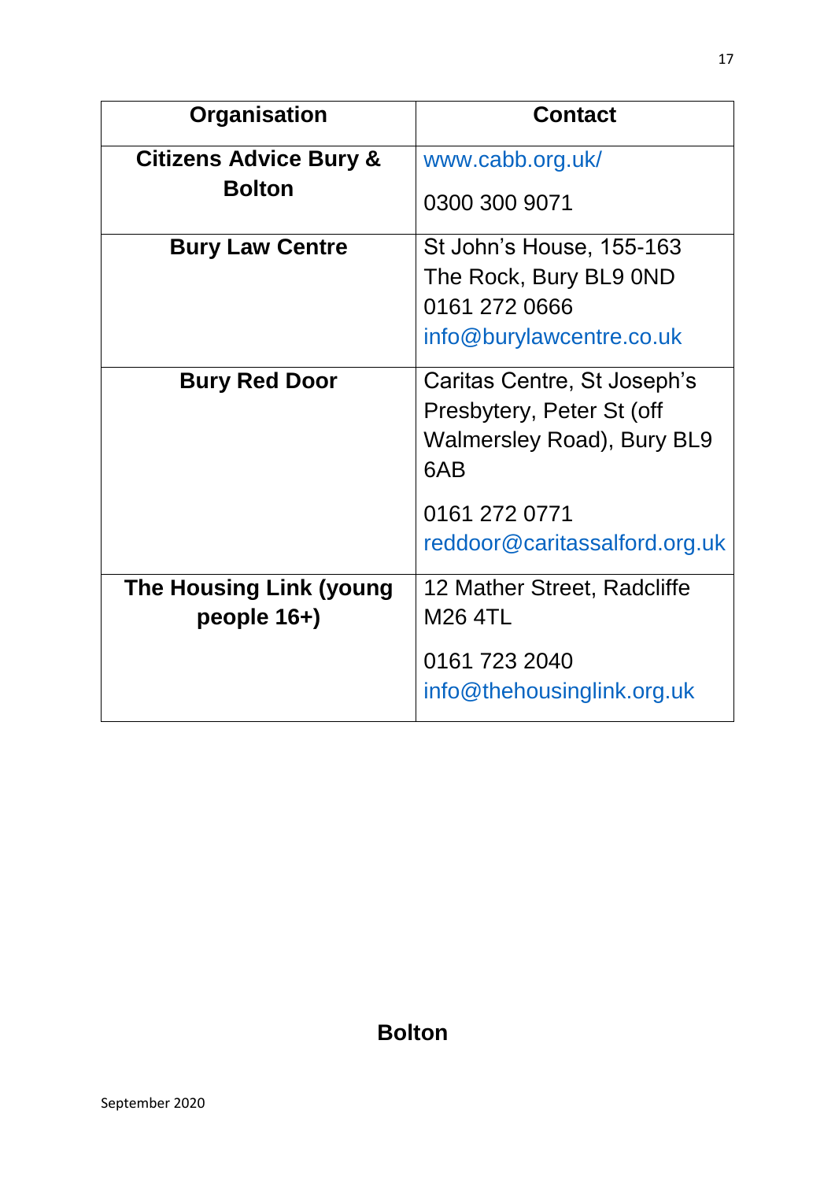| Organisation | Contact |
| --- | --- |
| **Citizens Advice Bury & Bolton** | www.cabb.org.uk/<br>0300 300 9071 |
| **Bury Law Centre** | St John's House, 155-163 The Rock, Bury BL9 0ND<br>0161 272 0666<br>info@burylawcentre.co.uk |
| **Bury Red Door** | Caritas Centre, St Joseph's Presbytery, Peter St (off Walmersley Road), Bury BL9 6AB<br>0161 272 0771<br>reddoor@caritassalford.org.uk |
| **The Housing Link (young people 16+)** | 12 Mather Street, Radcliffe M26 4TL<br>0161 723 2040<br>info@thehousinglink.org.uk |

## Bolton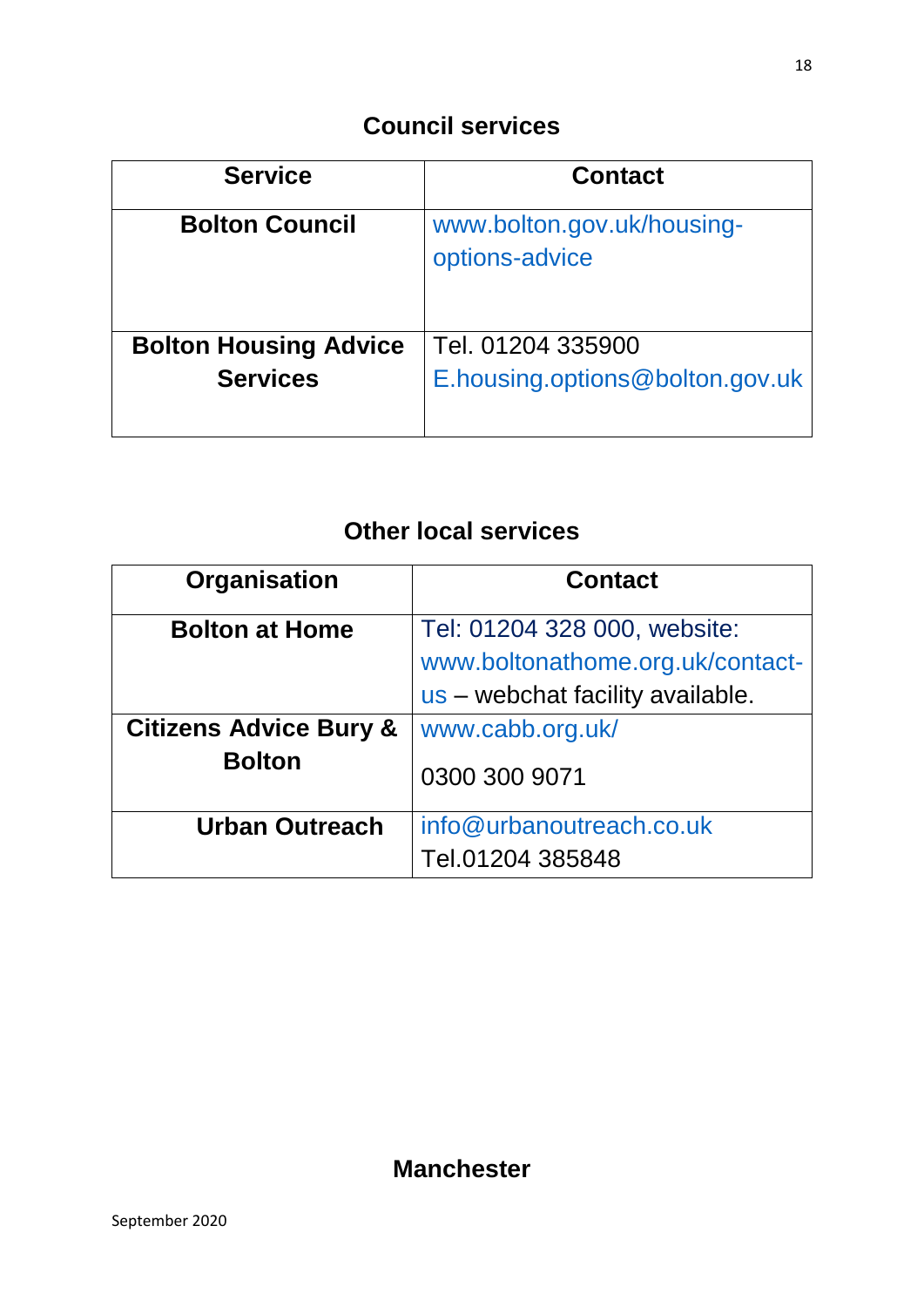## Council services

| Service | Contact |
| --- | --- |
| **Bolton Council** | www.bolton.gov.uk/housing-options-advice |
| **Bolton Housing Advice Services** | Tel. 01204 335900<br>E.housing.options@bolton.gov.uk |

## Other local services

| Organisation | Contact |
| --- | --- |
| **Bolton at Home** | Tel: 01204 328 000, website: www.boltonathome.org.uk/contact-us – webchat facility available. |
| **Citizens Advice Bury & Bolton** | www.cabb.org.uk/<br>0300 300 9071 |
| **Urban Outreach** | info@urbanoutreach.co.uk<br>Tel.01204 385848 |

## Manchester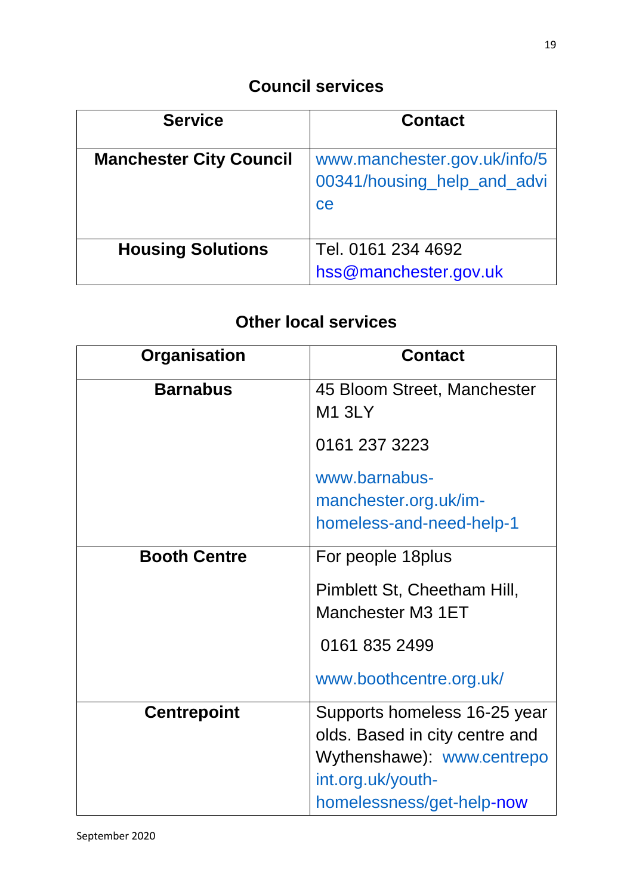## Council services

| Service | Contact |
|---|---|
| **Manchester City Council** | www.manchester.gov.uk/info/500341/housing_help_and_advice |
| **Housing Solutions** | Tel. 0161 234 4692 hss@manchester.gov.uk |

## Other local services

| Organisation | Contact |
|---|---|
| **Barnabus** | 45 Bloom Street, Manchester M1 3LY<br>0161 237 3223<br>www.barnabus-manchester.org.uk/im-homeless-and-need-help-1 |
| **Booth Centre** | For people 18plus<br>Pimblett St, Cheetham Hill, Manchester M3 1ET<br>0161 835 2499<br>www.boothcentre.org.uk/ |
| **Centrepoint** | Supports homeless 16-25 year olds. Based in city centre and Wythenshawe): www.centrepoint.org.uk/youth-homelessness/get-help-now |

September 2020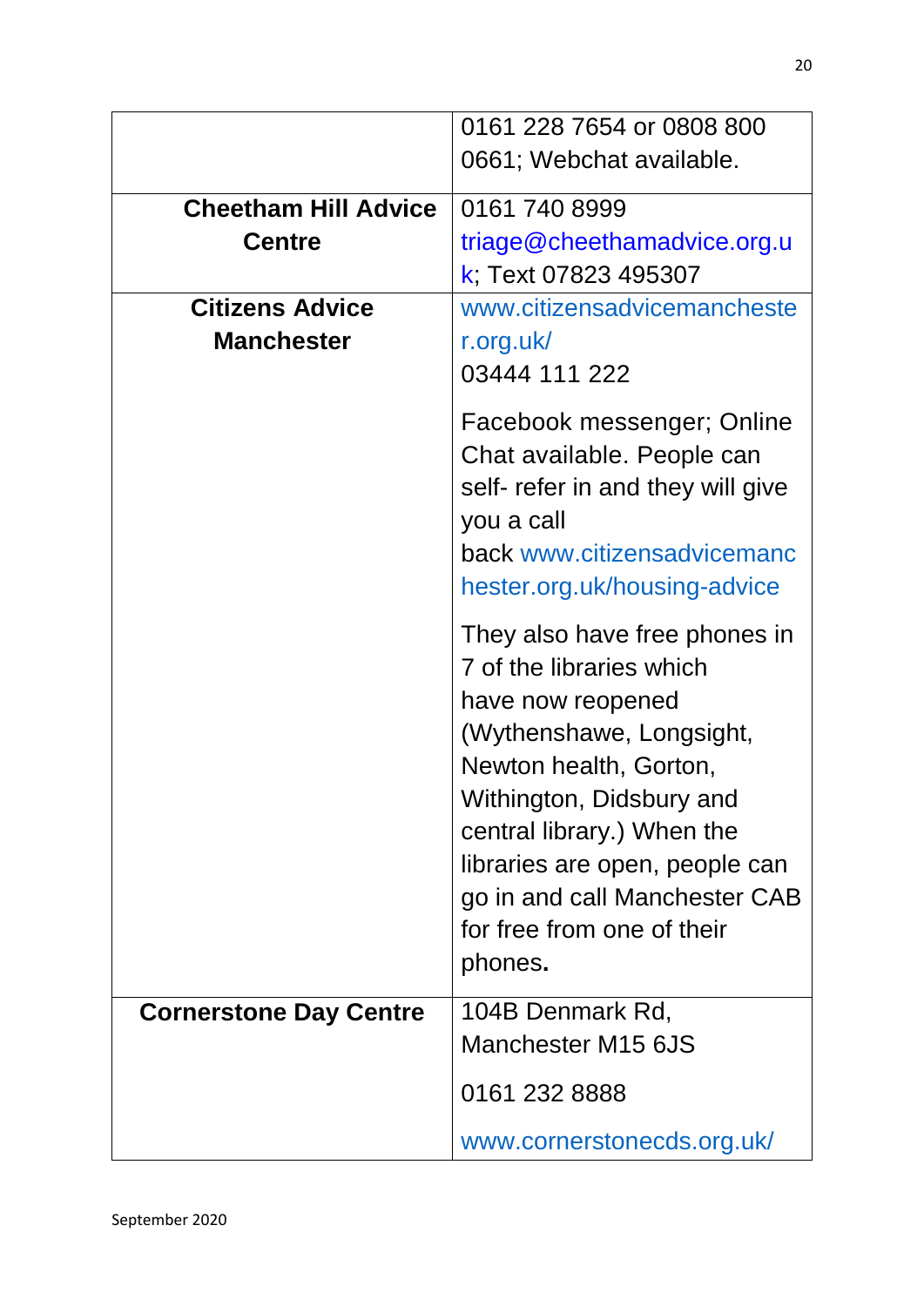| | |
|---|---|
| | 0161 228 7654 or 0808 800 0661; Webchat available. |
| **Cheetham Hill Advice Centre** | 0161 740 8999 triage@cheethamadvice.org.uk; Text 07823 495307 |
| **Citizens Advice Manchester** | www.citizensadvicemanchester.org.uk/ 03444 111 222<br><br>Facebook messenger; Online Chat available. People can self- refer in and they will give you a call back www.citizensadvicemanchester.org.uk/housing-advice<br><br>They also have free phones in 7 of the libraries which have now reopened (Wythenshawe, Longsight, Newton health, Gorton, Withington, Didsbury and central library.) When the libraries are open, people can go in and call Manchester CAB for free from one of their phones**.** |
| **Cornerstone Day Centre** | 104B Denmark Rd, Manchester M15 6JS<br><br>0161 232 8888<br><br>www.cornerstonecds.org.uk/ |

September 2020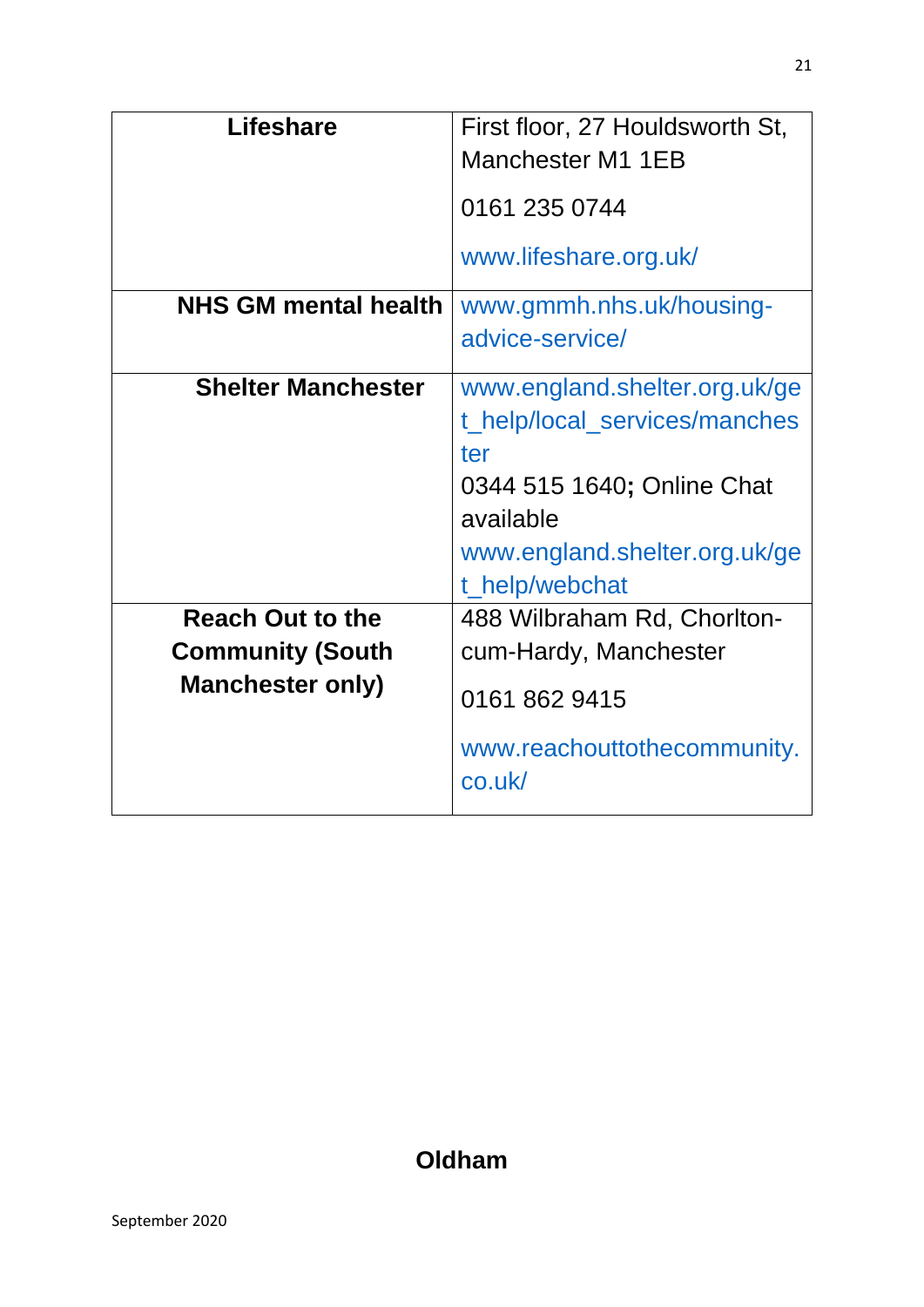| | |
|---|---|
| **Lifeshare** | First floor, 27 Houldsworth St, Manchester M1 1EB<br><br>0161 235 0744<br><br>www.lifeshare.org.uk/ |
| **NHS GM mental health** | www.gmmh.nhs.uk/housing-advice-service/ |
| **Shelter Manchester** | www.england.shelter.org.uk/get_help/local_services/manchester<br>0344 515 1640**;** Online Chat available<br>www.england.shelter.org.uk/get_help/webchat |
| **Reach Out to the Community (South Manchester only)** | 488 Wilbraham Rd, Chorlton-cum-Hardy, Manchester<br><br>0161 862 9415<br><br>www.reachouttothecommunity.co.uk/ |

## Oldham

September 2020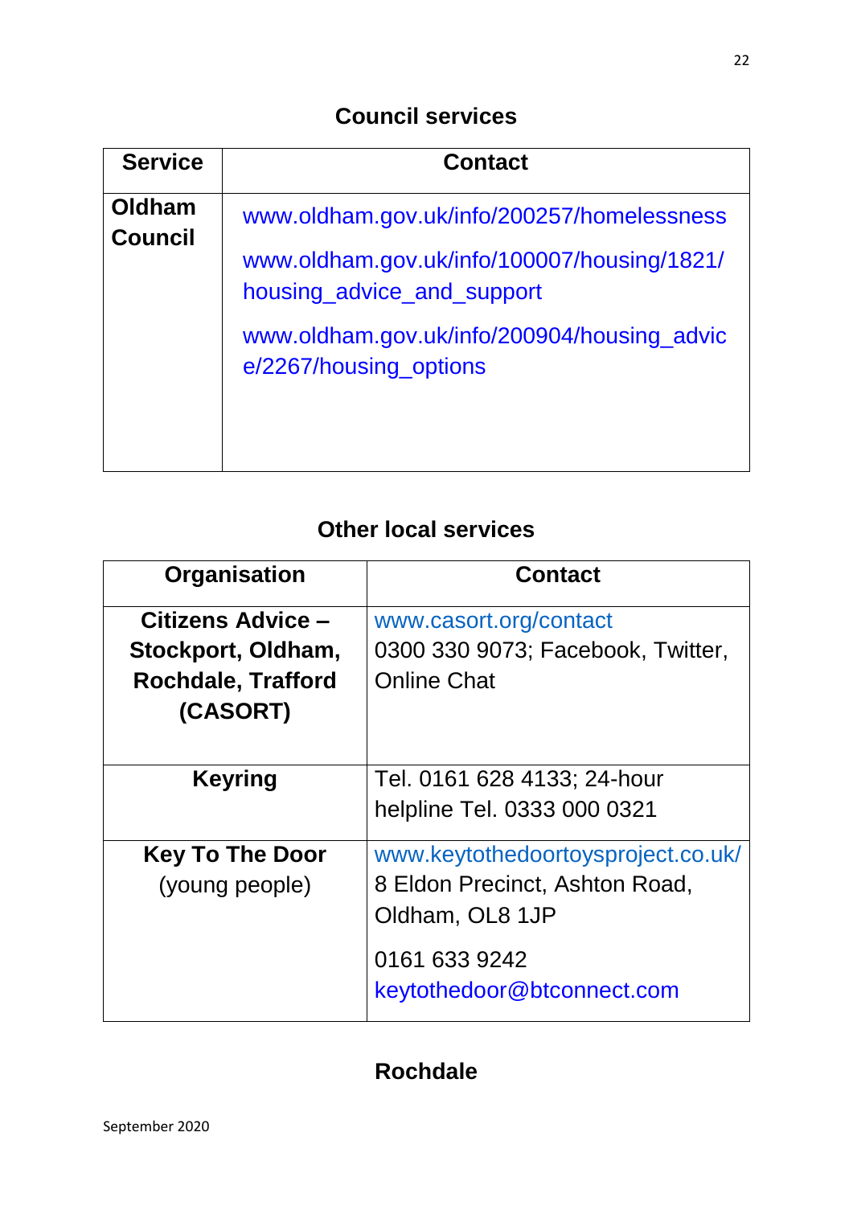## Council services

| Service | Contact |
| --- | --- |
| **Oldham Council** | www.oldham.gov.uk/info/200257/homelessness<br>www.oldham.gov.uk/info/100007/housing/1821/housing_advice_and_support<br>www.oldham.gov.uk/info/200904/housing_advice/2267/housing_options |

## Other local services

| Organisation | Contact |
| --- | --- |
| **Citizens Advice – Stockport, Oldham, Rochdale, Trafford (CASORT)** | www.casort.org/contact<br>0300 330 9073; Facebook, Twitter, Online Chat |
| **Keyring** | Tel. 0161 628 4133; 24-hour helpline Tel. 0333 000 0321 |
| **Key To The Door** (young people) | www.keytothedoortoysproject.co.uk/<br>8 Eldon Precinct, Ashton Road, Oldham, OL8 1JP<br>0161 633 9242<br>keytothedoor@btconnect.com |

## Rochdale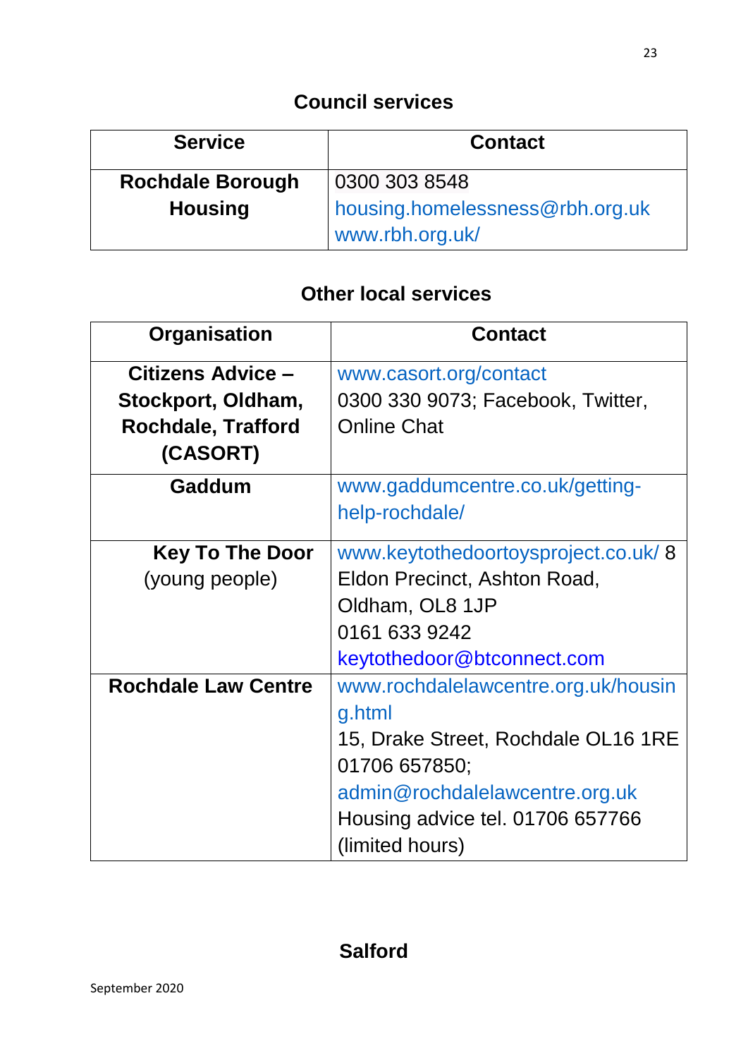## Council services

| Service | Contact |
|---|---|
| **Rochdale Borough Housing** | 0300 303 8548<br>housing.homelessness@rbh.org.uk<br>www.rbh.org.uk/ |

## Other local services

| Organisation | Contact |
|---|---|
| **Citizens Advice – Stockport, Oldham, Rochdale, Trafford (CASORT)** | www.casort.org/contact<br>0300 330 9073; Facebook, Twitter, Online Chat |
| **Gaddum** | www.gaddumcentre.co.uk/getting-help-rochdale/ |
| **Key To The Door** (young people) | www.keytothedoortoysproject.co.uk/ 8 Eldon Precinct, Ashton Road, Oldham, OL8 1JP<br>0161 633 9242<br>keytothedoor@btconnect.com |
| **Rochdale Law Centre** | www.rochdalelawcentre.org.uk/housing.html<br>15, Drake Street, Rochdale OL16 1RE<br>01706 657850;<br>admin@rochdalelawcentre.org.uk<br>Housing advice tel. 01706 657766 (limited hours) |

## Salford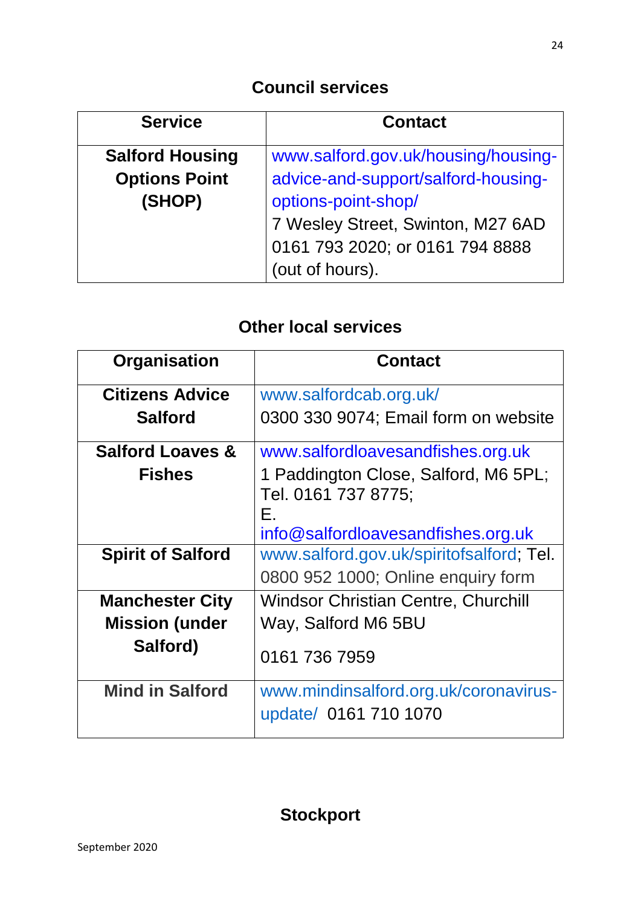## Council services

| Service | Contact |
|---|---|
| **Salford Housing Options Point (SHOP)** | www.salford.gov.uk/housing/housing-advice-and-support/salford-housing-options-point-shop/ 7 Wesley Street, Swinton, M27 6AD 0161 793 2020; or 0161 794 8888 (out of hours). |

## Other local services

| Organisation | Contact |
|---|---|
| **Citizens Advice Salford** | www.salfordcab.org.uk/ 0300 330 9074; Email form on website |
| **Salford Loaves & Fishes** | www.salfordloavesandfishes.org.uk 1 Paddington Close, Salford, M6 5PL; Tel. 0161 737 8775; E. info@salfordloavesandfishes.org.uk |
| **Spirit of Salford** | www.salford.gov.uk/spiritofsalford; Tel. 0800 952 1000; Online enquiry form |
| **Manchester City Mission (under Salford)** | Windsor Christian Centre, Churchill Way, Salford M6 5BU 0161 736 7959 |
| **Mind in Salford** | www.mindinsalford.org.uk/coronavirus-update/ 0161 710 1070 |

## Stockport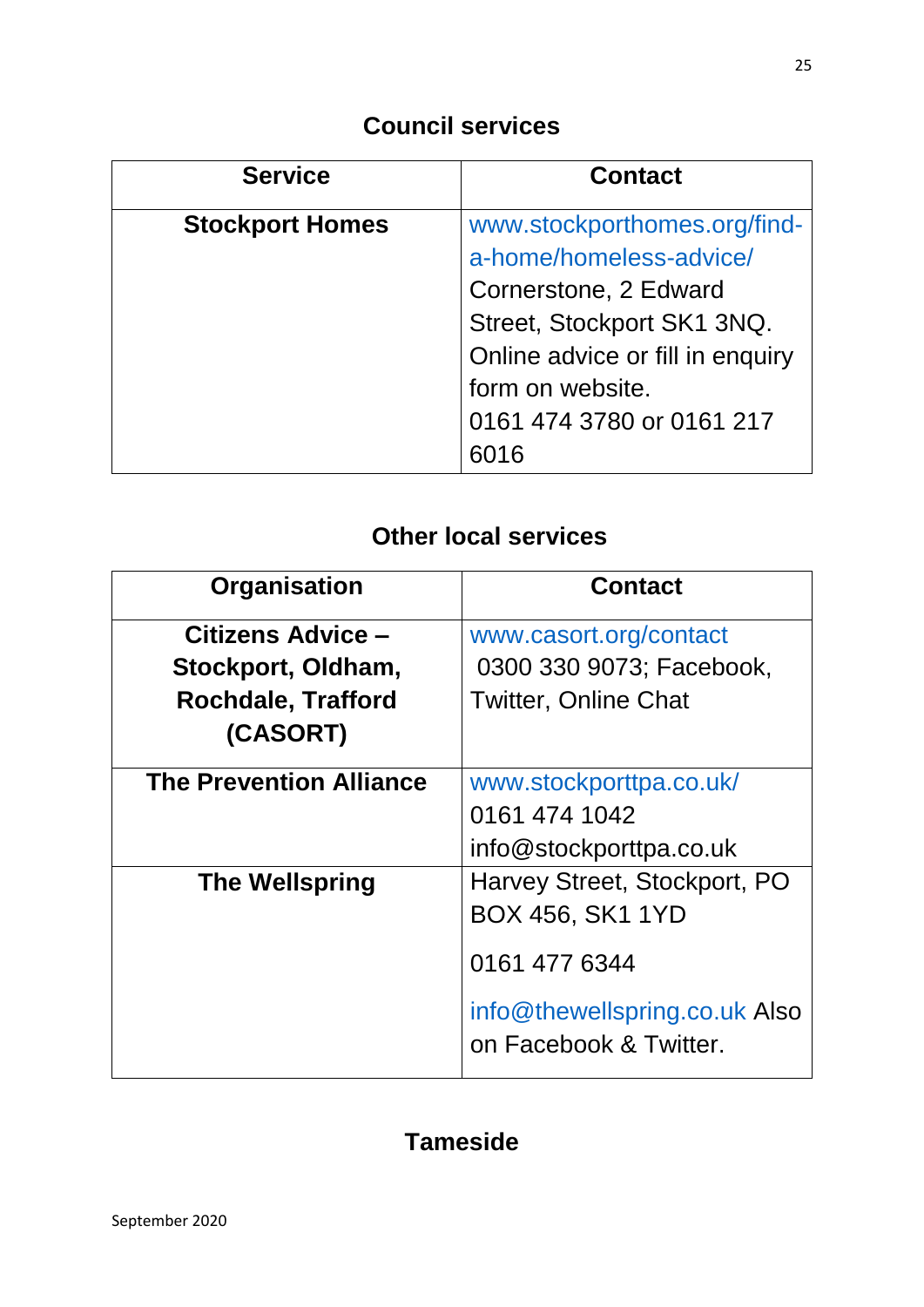## Council services

| Service | Contact |
| --- | --- |
| **Stockport Homes** | www.stockporthomes.org/find-a-home/homeless-advice/ Cornerstone, 2 Edward Street, Stockport SK1 3NQ. Online advice or fill in enquiry form on website. 0161 474 3780 or 0161 217 6016 |

## Other local services

| Organisation | Contact |
| --- | --- |
| **Citizens Advice – Stockport, Oldham, Rochdale, Trafford (CASORT)** | www.casort.org/contact 0300 330 9073; Facebook, Twitter, Online Chat |
| **The Prevention Alliance** | www.stockporttpa.co.uk/ 0161 474 1042 info@stockporttpa.co.uk |
| **The Wellspring** | Harvey Street, Stockport, PO BOX 456, SK1 1YD<br><br>0161 477 6344<br><br>info@thewellspring.co.uk Also on Facebook & Twitter. |

## Tameside

September 2020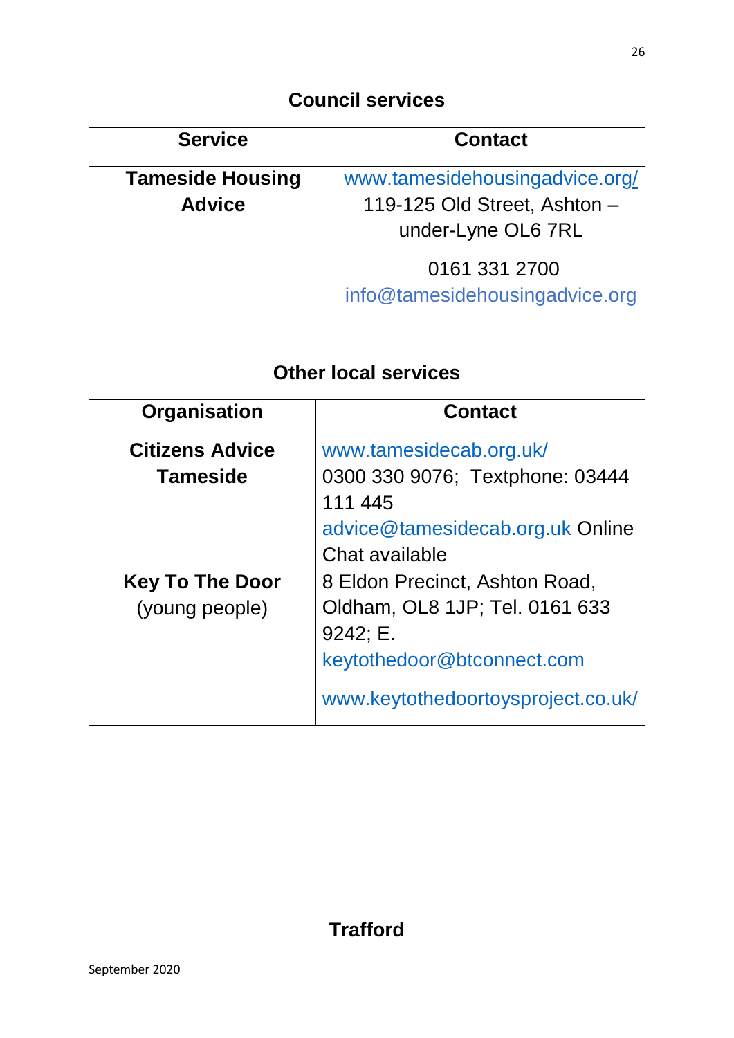## Council services

| Service | Contact |
|---|---|
| **Tameside Housing Advice** | www.tamesidehousingadvice.org/ 119-125 Old Street, Ashton – under-Lyne OL6 7RL<br>0161 331 2700 info@tamesidehousingadvice.org |

## Other local services

| Organisation | Contact |
|---|---|
| **Citizens Advice Tameside** | www.tamesidecab.org.uk/ 0300 330 9076; Textphone: 03444 111 445 advice@tamesidecab.org.uk Online Chat available |
| **Key To The Door** (young people) | 8 Eldon Precinct, Ashton Road, Oldham, OL8 1JP; Tel. 0161 633 9242; E. keytothedoor@btconnect.com<br>www.keytothedoortoysproject.co.uk/ |

## Trafford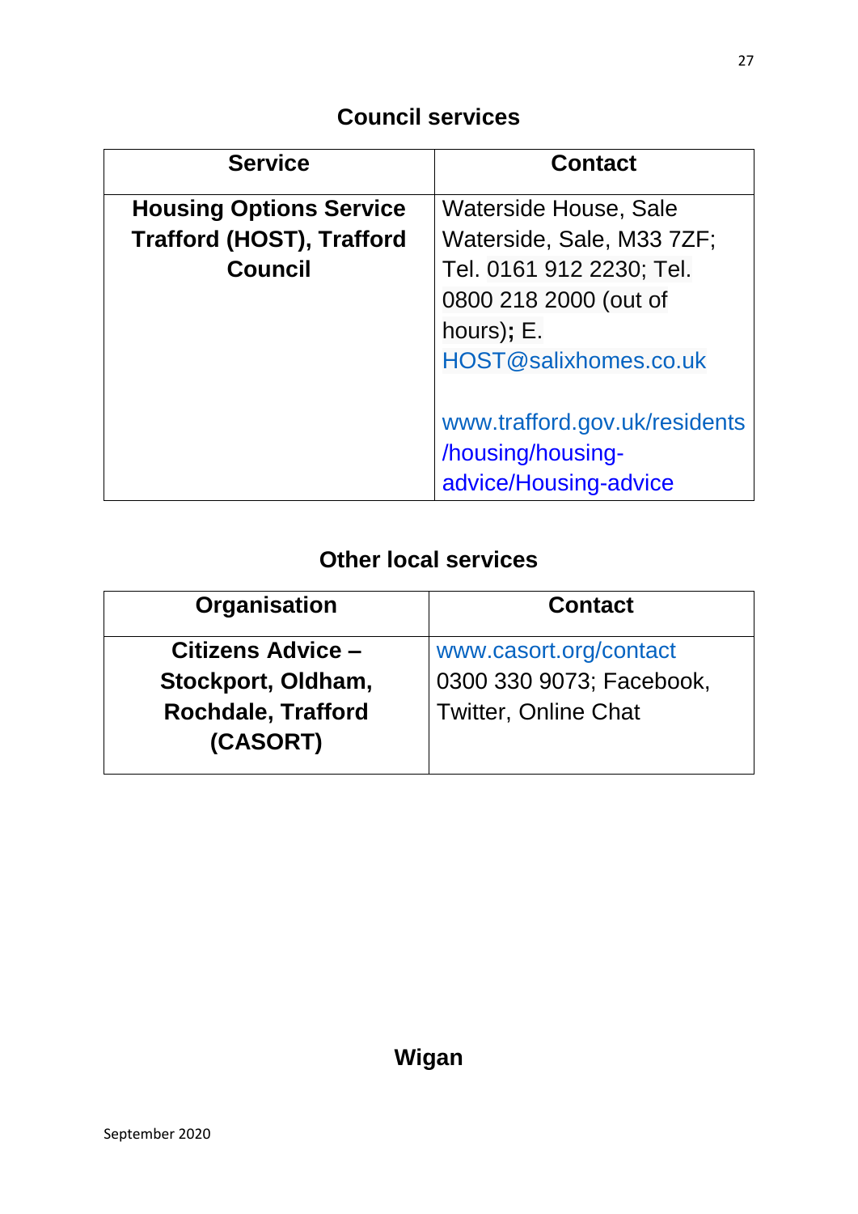## Council services

| Service | Contact |
| --- | --- |
| **Housing Options Service Trafford (HOST), Trafford Council** | Waterside House, Sale Waterside, Sale, M33 7ZF; Tel. 0161 912 2230; Tel. 0800 218 2000 (out of hours)**;** E. HOST@salixhomes.co.uk<br><br>www.trafford.gov.uk/residents/housing/housing-advice/Housing-advice |

## Other local services

| Organisation | Contact |
| --- | --- |
| **Citizens Advice – Stockport, Oldham, Rochdale, Trafford (CASORT)** | www.casort.org/contact 0300 330 9073; Facebook, Twitter, Online Chat |

## Wigan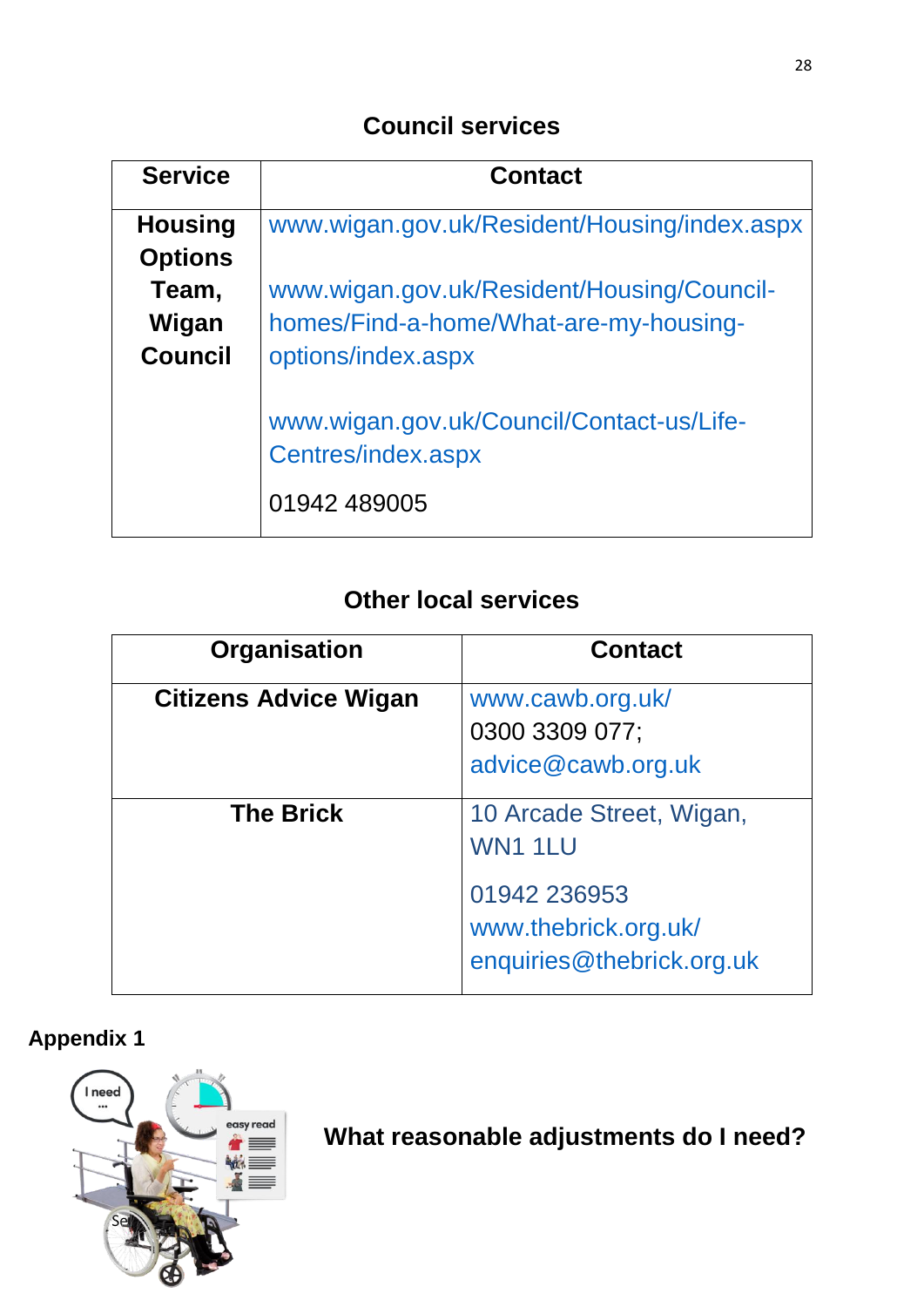## Council services

| Service | Contact |
|---|---|
| **Housing Options Team, Wigan Council** | www.wigan.gov.uk/Resident/Housing/index.aspx<br><br>www.wigan.gov.uk/Resident/Housing/Council-homes/Find-a-home/What-are-my-housing-options/index.aspx<br><br>www.wigan.gov.uk/Council/Contact-us/Life-Centres/index.aspx<br><br>01942 489005 |

## Other local services

| Organisation | Contact |
|---|---|
| **Citizens Advice Wigan** | www.cawb.org.uk/<br>0300 3309 077;<br>advice@cawb.org.uk |
| **The Brick** | 10 Arcade Street, Wigan, WN1 1LU<br><br>01942 236953<br>www.thebrick.org.uk/<br>enquiries@thebrick.org.uk |

**Appendix 1**

**What reasonable adjustments do I need?**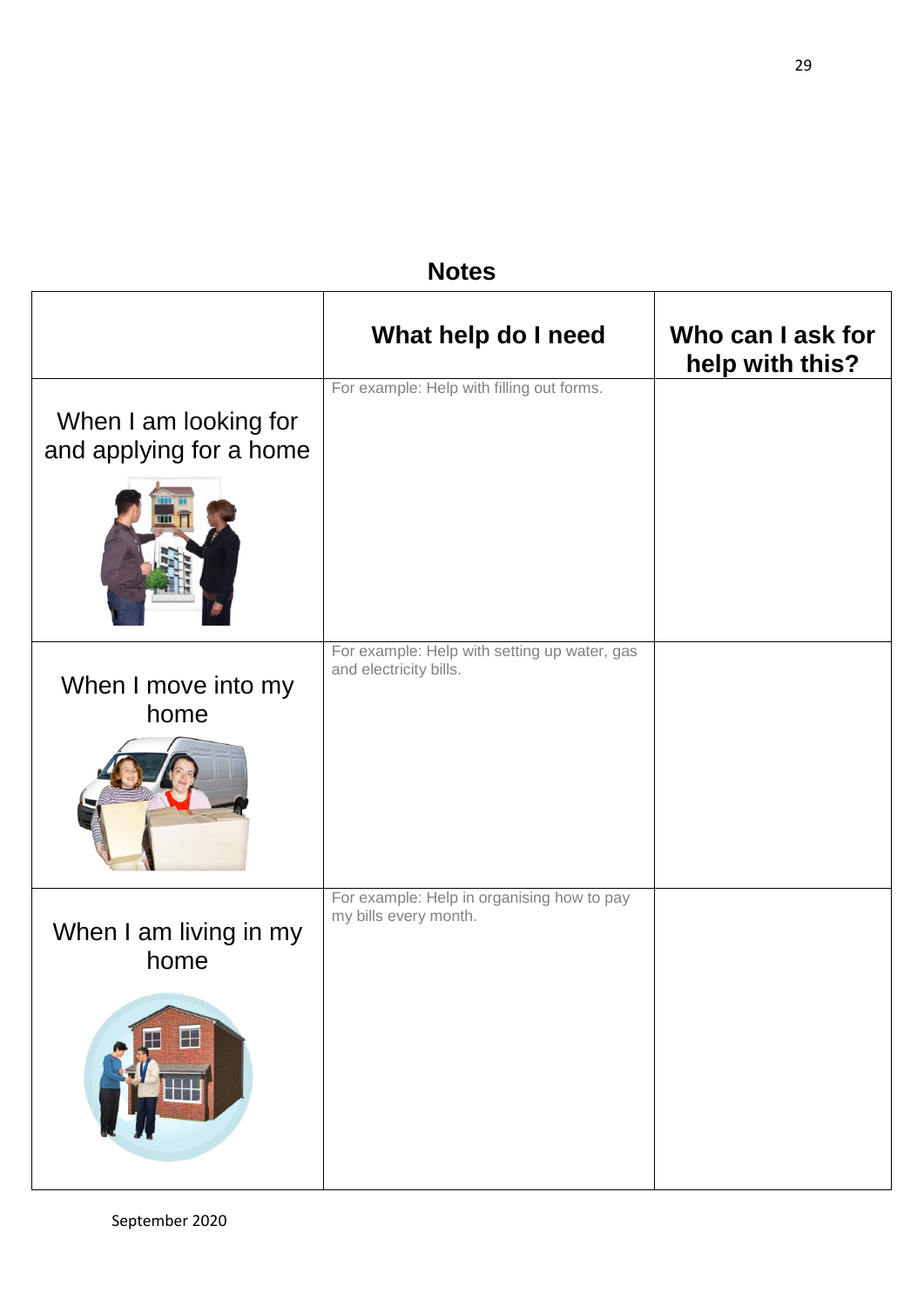## Notes

| | What help do I need | Who can I ask for help with this? |
|---|---|---|
| When I am looking for and applying for a home | For example: Help with filling out forms. | |
| When I move into my home | For example: Help with setting up water, gas and electricity bills. | |
| When I am living in my home | For example: Help in organising how to pay my bills every month. | |

September 2020